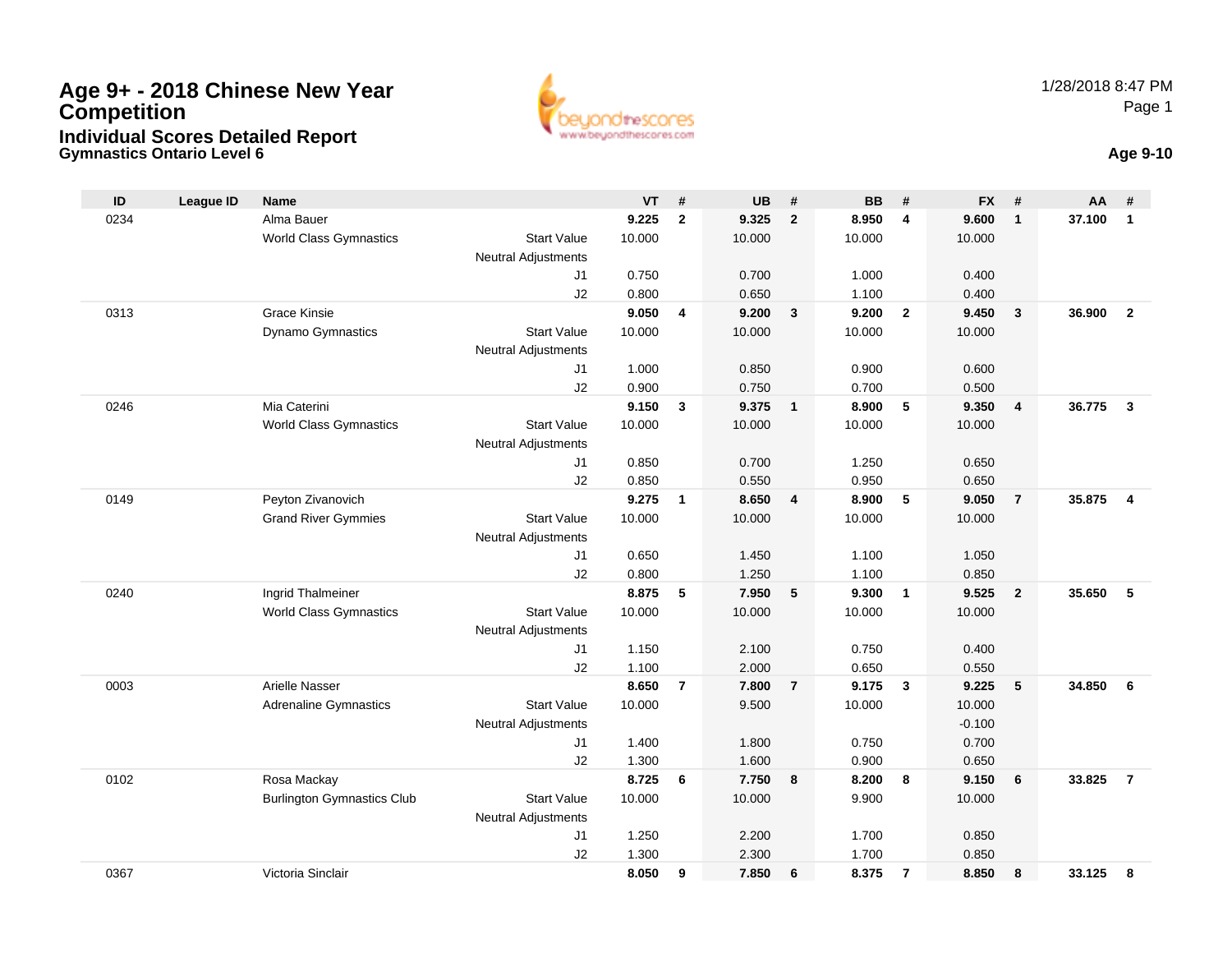# Age 9+ - 2018 Chinese New Year Competition

## Individual Scores Detailed Report

### Gymnastics Ontario Level 6

1/28/2018 8:47 PM

**Age 9-10**

| ID | League ID | Name | | VT | # | UB | # | BB | # | FX | # | AA | # |
|---|---|---|---|---|---|---|---|---|---|---|---|---|---|
| 0234 | | Alma Bauer | | **9.225** | **2** | **9.325** | **2** | **8.950** | **4** | **9.600** | **1** | **37.100** | **1** |
| | | World Class Gymnastics | Start Value | 10.000 | | 10.000 | | 10.000 | | 10.000 | | | |
| | | | Neutral Adjustments | | | | | | | | | | |
| | | | J1 | 0.750 | | 0.700 | | 1.000 | | 0.400 | | | |
| | | | J2 | 0.800 | | 0.650 | | 1.100 | | 0.400 | | | |
| 0313 | | Grace Kinsie | | **9.050** | **4** | **9.200** | **3** | **9.200** | **2** | **9.450** | **3** | **36.900** | **2** |
| | | Dynamo Gymnastics | Start Value | 10.000 | | 10.000 | | 10.000 | | 10.000 | | | |
| | | | Neutral Adjustments | | | | | | | | | | |
| | | | J1 | 1.000 | | 0.850 | | 0.900 | | 0.600 | | | |
| | | | J2 | 0.900 | | 0.750 | | 0.700 | | 0.500 | | | |
| 0246 | | Mia Caterini | | **9.150** | **3** | **9.375** | **1** | **8.900** | **5** | **9.350** | **4** | **36.775** | **3** |
| | | World Class Gymnastics | Start Value | 10.000 | | 10.000 | | 10.000 | | 10.000 | | | |
| | | | Neutral Adjustments | | | | | | | | | | |
| | | | J1 | 0.850 | | 0.700 | | 1.250 | | 0.650 | | | |
| | | | J2 | 0.850 | | 0.550 | | 0.950 | | 0.650 | | | |
| 0149 | | Peyton Zivanovich | | **9.275** | **1** | **8.650** | **4** | **8.900** | **5** | **9.050** | **7** | **35.875** | **4** |
| | | Grand River Gymmies | Start Value | 10.000 | | 10.000 | | 10.000 | | 10.000 | | | |
| | | | Neutral Adjustments | | | | | | | | | | |
| | | | J1 | 0.650 | | 1.450 | | 1.100 | | 1.050 | | | |
| | | | J2 | 0.800 | | 1.250 | | 1.100 | | 0.850 | | | |
| 0240 | | Ingrid Thalmeiner | | **8.875** | **5** | **7.950** | **5** | **9.300** | **1** | **9.525** | **2** | **35.650** | **5** |
| | | World Class Gymnastics | Start Value | 10.000 | | 10.000 | | 10.000 | | 10.000 | | | |
| | | | Neutral Adjustments | | | | | | | | | | |
| | | | J1 | 1.150 | | 2.100 | | 0.750 | | 0.400 | | | |
| | | | J2 | 1.100 | | 2.000 | | 0.650 | | 0.550 | | | |
| 0003 | | Arielle Nasser | | **8.650** | **7** | **7.800** | **7** | **9.175** | **3** | **9.225** | **5** | **34.850** | **6** |
| | | Adrenaline Gymnastics | Start Value | 10.000 | | 9.500 | | 10.000 | | 10.000 | | | |
| | | | Neutral Adjustments | | | | | | | -0.100 | | | |
| | | | J1 | 1.400 | | 1.800 | | 0.750 | | 0.700 | | | |
| | | | J2 | 1.300 | | 1.600 | | 0.900 | | 0.650 | | | |
| 0102 | | Rosa Mackay | | **8.725** | **6** | **7.750** | **8** | **8.200** | **8** | **9.150** | **6** | **33.825** | **7** |
| | | Burlington Gymnastics Club | Start Value | 10.000 | | 10.000 | | 9.900 | | 10.000 | | | |
| | | | Neutral Adjustments | | | | | | | | | | |
| | | | J1 | 1.250 | | 2.200 | | 1.700 | | 0.850 | | | |
| | | | J2 | 1.300 | | 2.300 | | 1.700 | | 0.850 | | | |
| 0367 | | Victoria Sinclair | | **8.050** | **9** | **7.850** | **6** | **8.375** | **7** | **8.850** | **8** | **33.125** | **8** |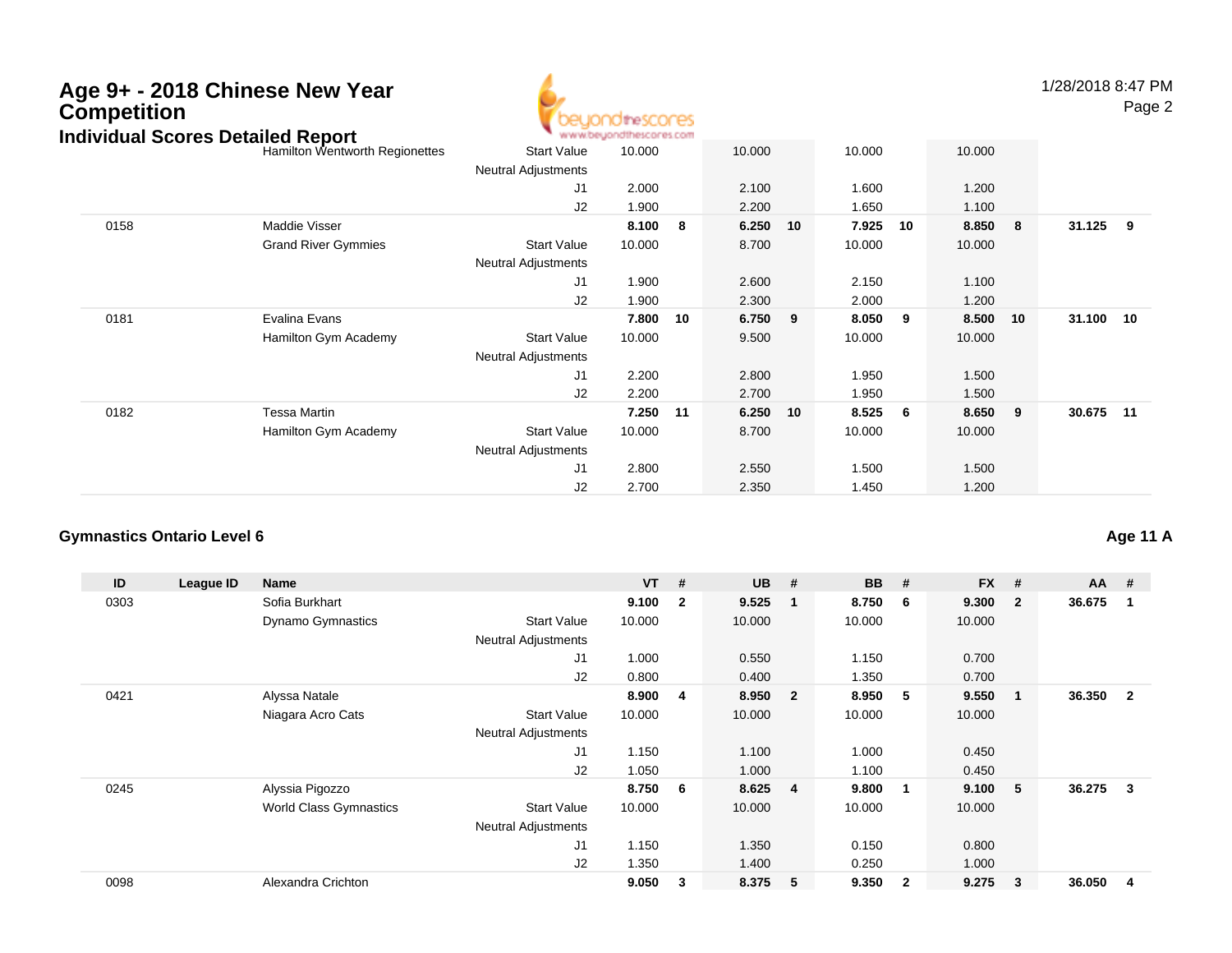# Age 9+ - 2018 Chinese New Year Competition

## Individual Scores Detailed Report

| ID | League ID | Name | | VT | # | UB | # | BB | # | FX | # | AA | # |
|---|---|---|---|---|---|---|---|---|---|---|---|---|---|
| | | Hamilton Wentworth Regionettes | Start Value | 10.000 | | 10.000 | | 10.000 | | 10.000 | | | |
| | | | Neutral Adjustments | | | | | | | | | | |
| | | | J1 | 2.000 | | 2.100 | | 1.600 | | 1.200 | | | |
| | | | J2 | 1.900 | | 2.200 | | 1.650 | | 1.100 | | | |
| 0158 | | Maddie Visser | | **8.100** | **8** | **6.250** | **10** | **7.925** | **10** | **8.850** | **8** | **31.125** | **9** |
| | | Grand River Gymmies | Start Value | 10.000 | | 8.700 | | 10.000 | | 10.000 | | | |
| | | | Neutral Adjustments | | | | | | | | | | |
| | | | J1 | 1.900 | | 2.600 | | 2.150 | | 1.100 | | | |
| | | | J2 | 1.900 | | 2.300 | | 2.000 | | 1.200 | | | |
| 0181 | | Evalina Evans | | **7.800** | **10** | **6.750** | **9** | **8.050** | **9** | **8.500** | **10** | **31.100** | **10** |
| | | Hamilton Gym Academy | Start Value | 10.000 | | 9.500 | | 10.000 | | 10.000 | | | |
| | | | Neutral Adjustments | | | | | | | | | | |
| | | | J1 | 2.200 | | 2.800 | | 1.950 | | 1.500 | | | |
| | | | J2 | 2.200 | | 2.700 | | 1.950 | | 1.500 | | | |
| 0182 | | Tessa Martin | | **7.250** | **11** | **6.250** | **10** | **8.525** | **6** | **8.650** | **9** | **30.675** | **11** |
| | | Hamilton Gym Academy | Start Value | 10.000 | | 8.700 | | 10.000 | | 10.000 | | | |
| | | | Neutral Adjustments | | | | | | | | | | |
| | | | J1 | 2.800 | | 2.550 | | 1.500 | | 1.500 | | | |
| | | | J2 | 2.700 | | 2.350 | | 1.450 | | 1.200 | | | |

### Gymnastics Ontario Level 6

**Age 11 A**

| ID | League ID | Name | | VT | # | UB | # | BB | # | FX | # | AA | # |
|---|---|---|---|---|---|---|---|---|---|---|---|---|---|
| 0303 | | Sofia Burkhart | | **9.100** | **2** | **9.525** | **1** | **8.750** | **6** | **9.300** | **2** | **36.675** | **1** |
| | | Dynamo Gymnastics | Start Value | 10.000 | | 10.000 | | 10.000 | | 10.000 | | | |
| | | | Neutral Adjustments | | | | | | | | | | |
| | | | J1 | 1.000 | | 0.550 | | 1.150 | | 0.700 | | | |
| | | | J2 | 0.800 | | 0.400 | | 1.350 | | 0.700 | | | |
| 0421 | | Alyssa Natale | | **8.900** | **4** | **8.950** | **2** | **8.950** | **5** | **9.550** | **1** | **36.350** | **2** |
| | | Niagara Acro Cats | Start Value | 10.000 | | 10.000 | | 10.000 | | 10.000 | | | |
| | | | Neutral Adjustments | | | | | | | | | | |
| | | | J1 | 1.150 | | 1.100 | | 1.000 | | 0.450 | | | |
| | | | J2 | 1.050 | | 1.000 | | 1.100 | | 0.450 | | | |
| 0245 | | Alyssia Pigozzo | | **8.750** | **6** | **8.625** | **4** | **9.800** | **1** | **9.100** | **5** | **36.275** | **3** |
| | | World Class Gymnastics | Start Value | 10.000 | | 10.000 | | 10.000 | | 10.000 | | | |
| | | | Neutral Adjustments | | | | | | | | | | |
| | | | J1 | 1.150 | | 1.350 | | 0.150 | | 0.800 | | | |
| | | | J2 | 1.350 | | 1.400 | | 0.250 | | 1.000 | | | |
| 0098 | | Alexandra Crichton | | **9.050** | **3** | **8.375** | **5** | **9.350** | **2** | **9.275** | **3** | **36.050** | **4** |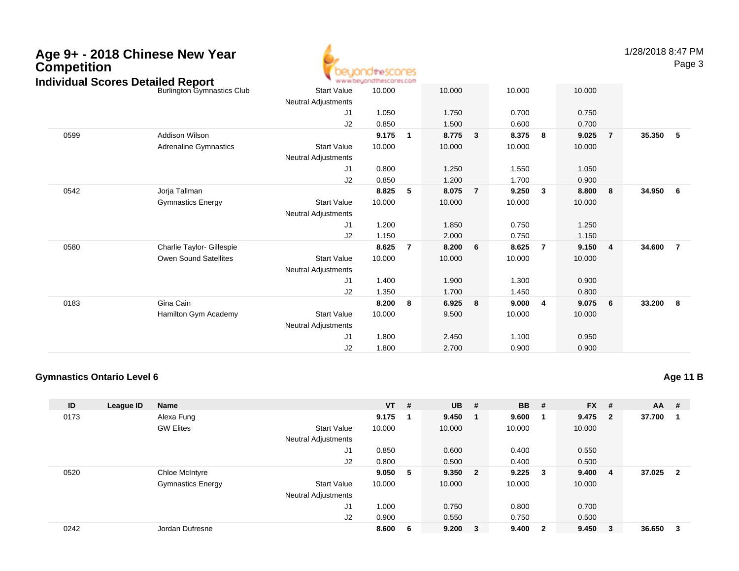# Age 9+ - 2018 Chinese New Year Competition

## Individual Scores Detailed Report

| ID | League ID | Name | | VT | # | UB | # | BB | # | FX | # | AA | # |
|---|---|---|---|---|---|---|---|---|---|---|---|---|---|
| | | Burlington Gymnastics Club | Start Value | 10.000 | | 10.000 | | 10.000 | | 10.000 | | | |
| | | | Neutral Adjustments | | | | | | | | | | |
| | | | J1 | 1.050 | | 1.750 | | 0.700 | | 0.750 | | | |
| | | | J2 | 0.850 | | 1.500 | | 0.600 | | 0.700 | | | |
| 0599 | | Addison Wilson | | **9.175** | **1** | **8.775** | **3** | **8.375** | **8** | **9.025** | **7** | **35.350** | **5** |
| | | Adrenaline Gymnastics | Start Value | 10.000 | | 10.000 | | 10.000 | | 10.000 | | | |
| | | | Neutral Adjustments | | | | | | | | | | |
| | | | J1 | 0.800 | | 1.250 | | 1.550 | | 1.050 | | | |
| | | | J2 | 0.850 | | 1.200 | | 1.700 | | 0.900 | | | |
| 0542 | | Jorja Tallman | | **8.825** | **5** | **8.075** | **7** | **9.250** | **3** | **8.800** | **8** | **34.950** | **6** |
| | | Gymnastics Energy | Start Value | 10.000 | | 10.000 | | 10.000 | | 10.000 | | | |
| | | | Neutral Adjustments | | | | | | | | | | |
| | | | J1 | 1.200 | | 1.850 | | 0.750 | | 1.250 | | | |
| | | | J2 | 1.150 | | 2.000 | | 0.750 | | 1.150 | | | |
| 0580 | | Charlie Taylor- Gillespie | | **8.625** | **7** | **8.200** | **6** | **8.625** | **7** | **9.150** | **4** | **34.600** | **7** |
| | | Owen Sound Satellites | Start Value | 10.000 | | 10.000 | | 10.000 | | 10.000 | | | |
| | | | Neutral Adjustments | | | | | | | | | | |
| | | | J1 | 1.400 | | 1.900 | | 1.300 | | 0.900 | | | |
| | | | J2 | 1.350 | | 1.700 | | 1.450 | | 0.800 | | | |
| 0183 | | Gina Cain | | **8.200** | **8** | **6.925** | **8** | **9.000** | **4** | **9.075** | **6** | **33.200** | **8** |
| | | Hamilton Gym Academy | Start Value | 10.000 | | 9.500 | | 10.000 | | 10.000 | | | |
| | | | Neutral Adjustments | | | | | | | | | | |
| | | | J1 | 1.800 | | 2.450 | | 1.100 | | 0.950 | | | |
| | | | J2 | 1.800 | | 2.700 | | 0.900 | | 0.900 | | | |

### Gymnastics Ontario Level 6

**Age 11 B**

| ID | League ID | Name | | VT | # | UB | # | BB | # | FX | # | AA | # |
|---|---|---|---|---|---|---|---|---|---|---|---|---|---|
| 0173 | | Alexa Fung | | **9.175** | **1** | **9.450** | **1** | **9.600** | **1** | **9.475** | **2** | **37.700** | **1** |
| | | GW Elites | Start Value | 10.000 | | 10.000 | | 10.000 | | 10.000 | | | |
| | | | Neutral Adjustments | | | | | | | | | | |
| | | | J1 | 0.850 | | 0.600 | | 0.400 | | 0.550 | | | |
| | | | J2 | 0.800 | | 0.500 | | 0.400 | | 0.500 | | | |
| 0520 | | Chloe McIntyre | | **9.050** | **5** | **9.350** | **2** | **9.225** | **3** | **9.400** | **4** | **37.025** | **2** |
| | | Gymnastics Energy | Start Value | 10.000 | | 10.000 | | 10.000 | | 10.000 | | | |
| | | | Neutral Adjustments | | | | | | | | | | |
| | | | J1 | 1.000 | | 0.750 | | 0.800 | | 0.700 | | | |
| | | | J2 | 0.900 | | 0.550 | | 0.750 | | 0.500 | | | |
| 0242 | | Jordan Dufresne | | **8.600** | **6** | **9.200** | **3** | **9.400** | **2** | **9.450** | **3** | **36.650** | **3** |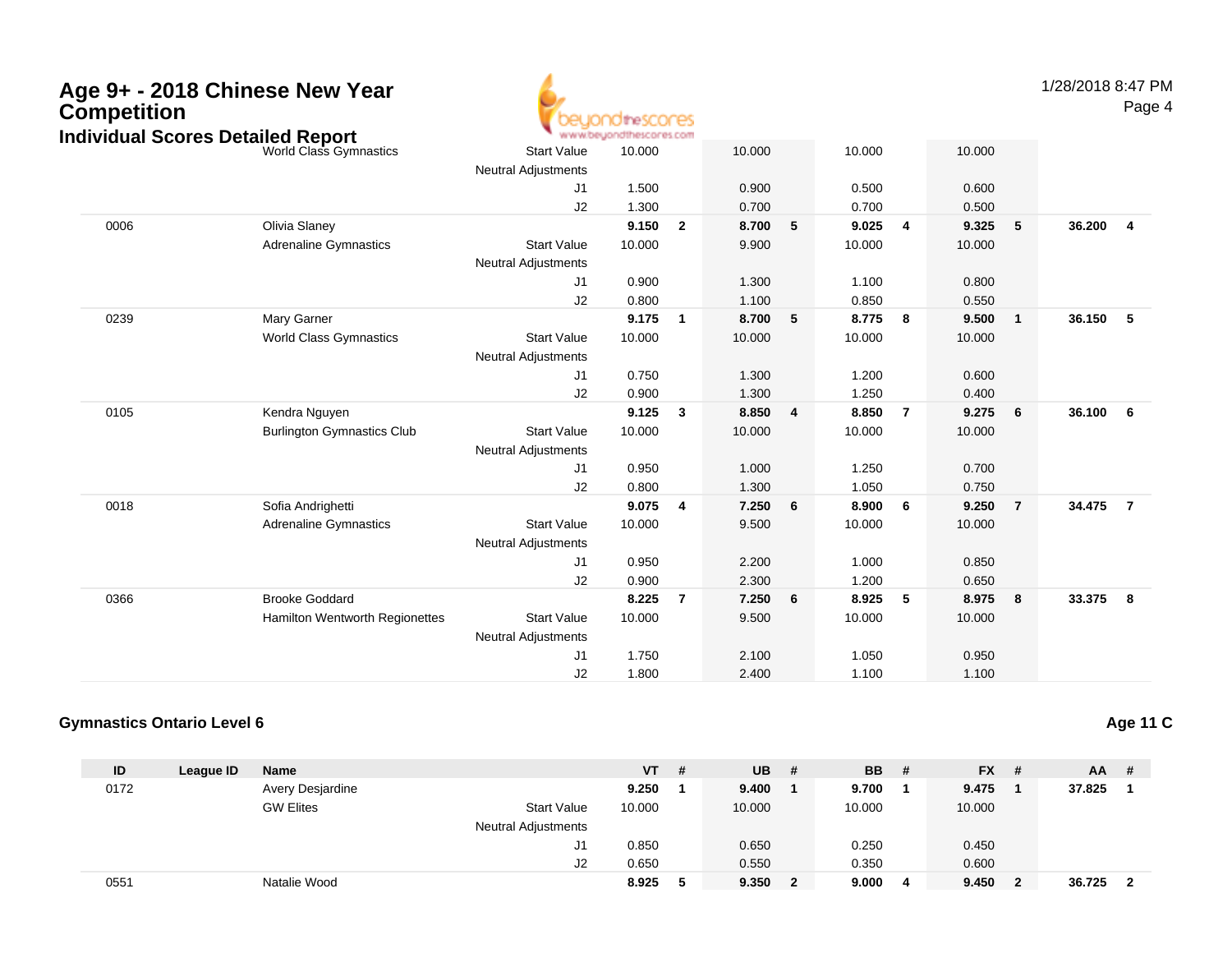# Age 9+ - 2018 Chinese New Year Competition

## Individual Scores Detailed Report

| ID | League ID | Name | | VT | # | UB | # | BB | # | FX | # | AA | # |
|---|---|---|---|---|---|---|---|---|---|---|---|---|---|
| | | World Class Gymnastics | Start Value | 10.000 | | 10.000 | | 10.000 | | 10.000 | | | |
| | | | Neutral Adjustments | | | | | | | | | | |
| | | | J1 | 1.500 | | 0.900 | | 0.500 | | 0.600 | | | |
| | | | J2 | 1.300 | | 0.700 | | 0.700 | | 0.500 | | | |
| 0006 | | Olivia Slaney | | **9.150** | **2** | **8.700** | **5** | **9.025** | **4** | **9.325** | **5** | **36.200** | **4** |
| | | Adrenaline Gymnastics | Start Value | 10.000 | | 9.900 | | 10.000 | | 10.000 | | | |
| | | | Neutral Adjustments | | | | | | | | | | |
| | | | J1 | 0.900 | | 1.300 | | 1.100 | | 0.800 | | | |
| | | | J2 | 0.800 | | 1.100 | | 0.850 | | 0.550 | | | |
| 0239 | | Mary Garner | | **9.175** | **1** | **8.700** | **5** | **8.775** | **8** | **9.500** | **1** | **36.150** | **5** |
| | | World Class Gymnastics | Start Value | 10.000 | | 10.000 | | 10.000 | | 10.000 | | | |
| | | | Neutral Adjustments | | | | | | | | | | |
| | | | J1 | 0.750 | | 1.300 | | 1.200 | | 0.600 | | | |
| | | | J2 | 0.900 | | 1.300 | | 1.250 | | 0.400 | | | |
| 0105 | | Kendra Nguyen | | **9.125** | **3** | **8.850** | **4** | **8.850** | **7** | **9.275** | **6** | **36.100** | **6** |
| | | Burlington Gymnastics Club | Start Value | 10.000 | | 10.000 | | 10.000 | | 10.000 | | | |
| | | | Neutral Adjustments | | | | | | | | | | |
| | | | J1 | 0.950 | | 1.000 | | 1.250 | | 0.700 | | | |
| | | | J2 | 0.800 | | 1.300 | | 1.050 | | 0.750 | | | |
| 0018 | | Sofia Andrighetti | | **9.075** | **4** | **7.250** | **6** | **8.900** | **6** | **9.250** | **7** | **34.475** | **7** |
| | | Adrenaline Gymnastics | Start Value | 10.000 | | 9.500 | | 10.000 | | 10.000 | | | |
| | | | Neutral Adjustments | | | | | | | | | | |
| | | | J1 | 0.950 | | 2.200 | | 1.000 | | 0.850 | | | |
| | | | J2 | 0.900 | | 2.300 | | 1.200 | | 0.650 | | | |
| 0366 | | Brooke Goddard | | **8.225** | **7** | **7.250** | **6** | **8.925** | **5** | **8.975** | **8** | **33.375** | **8** |
| | | Hamilton Wentworth Regionettes | Start Value | 10.000 | | 9.500 | | 10.000 | | 10.000 | | | |
| | | | Neutral Adjustments | | | | | | | | | | |
| | | | J1 | 1.750 | | 2.100 | | 1.050 | | 0.950 | | | |
| | | | J2 | 1.800 | | 2.400 | | 1.100 | | 1.100 | | | |

### Gymnastics Ontario Level 6

**Age 11 C**

| ID | League ID | Name | | VT | # | UB | # | BB | # | FX | # | AA | # |
|---|---|---|---|---|---|---|---|---|---|---|---|---|---|
| 0172 | | Avery Desjardine | | **9.250** | **1** | **9.400** | **1** | **9.700** | **1** | **9.475** | **1** | **37.825** | **1** |
| | | GW Elites | Start Value | 10.000 | | 10.000 | | 10.000 | | 10.000 | | | |
| | | | Neutral Adjustments | | | | | | | | | | |
| | | | J1 | 0.850 | | 0.650 | | 0.250 | | 0.450 | | | |
| | | | J2 | 0.650 | | 0.550 | | 0.350 | | 0.600 | | | |
| 0551 | | Natalie Wood | | **8.925** | **5** | **9.350** | **2** | **9.000** | **4** | **9.450** | **2** | **36.725** | **2** |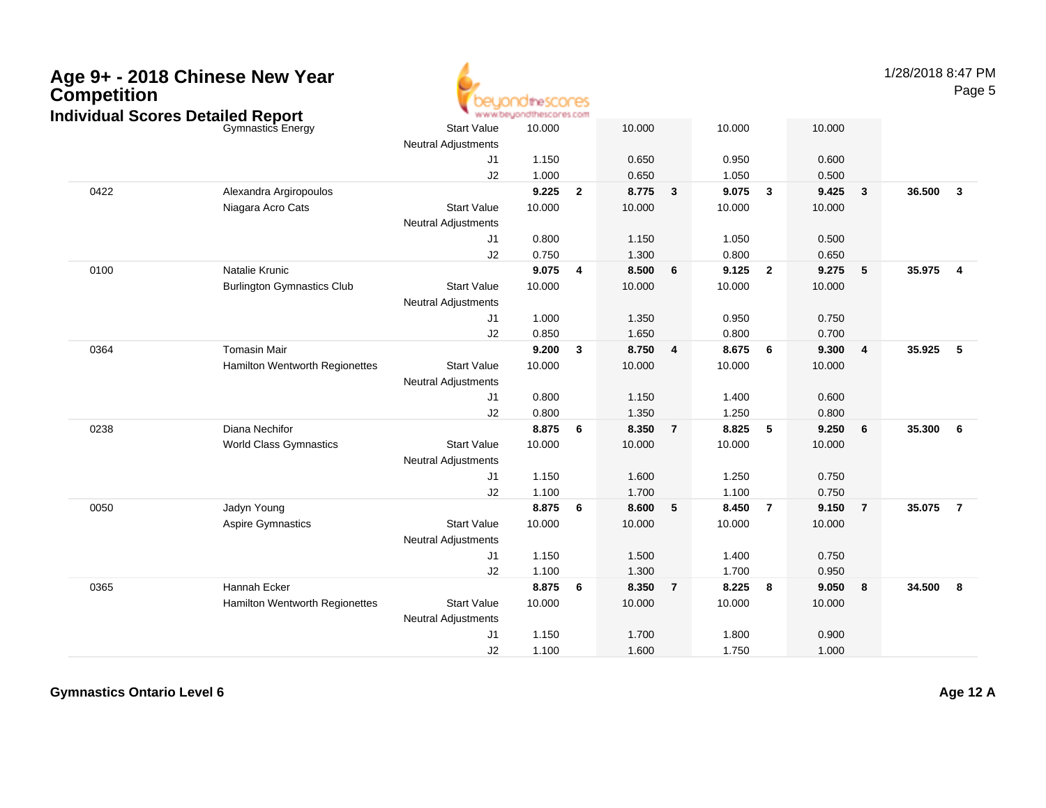# Age 9+ - 2018 Chinese New Year Competition

## Individual Scores Detailed Report

| # | Name | | Vault | Rank | Bars | Rank | Beam | Rank | Floor | Rank | AA | Rank |
|---|---|---|---|---|---|---|---|---|---|---|---|---|
| | Gymnastics Energy | Start Value | 10.000 | | 10.000 | | 10.000 | | 10.000 | | | |
| | | Neutral Adjustments | | | | | | | | | | |
| | | J1 | 1.150 | | 0.650 | | 0.950 | | 0.600 | | | |
| | | J2 | 1.000 | | 0.650 | | 1.050 | | 0.500 | | | |
| 0422 | Alexandra Argiropoulos | | **9.225** | **2** | **8.775** | **3** | **9.075** | **3** | **9.425** | **3** | **36.500** | **3** |
| | Niagara Acro Cats | Start Value | 10.000 | | 10.000 | | 10.000 | | 10.000 | | | |
| | | Neutral Adjustments | | | | | | | | | | |
| | | J1 | 0.800 | | 1.150 | | 1.050 | | 0.500 | | | |
| | | J2 | 0.750 | | 1.300 | | 0.800 | | 0.650 | | | |
| 0100 | Natalie Krunic | | **9.075** | **4** | **8.500** | **6** | **9.125** | **2** | **9.275** | **5** | **35.975** | **4** |
| | Burlington Gymnastics Club | Start Value | 10.000 | | 10.000 | | 10.000 | | 10.000 | | | |
| | | Neutral Adjustments | | | | | | | | | | |
| | | J1 | 1.000 | | 1.350 | | 0.950 | | 0.750 | | | |
| | | J2 | 0.850 | | 1.650 | | 0.800 | | 0.700 | | | |
| 0364 | Tomasin Mair | | **9.200** | **3** | **8.750** | **4** | **8.675** | **6** | **9.300** | **4** | **35.925** | **5** |
| | Hamilton Wentworth Regionettes | Start Value | 10.000 | | 10.000 | | 10.000 | | 10.000 | | | |
| | | Neutral Adjustments | | | | | | | | | | |
| | | J1 | 0.800 | | 1.150 | | 1.400 | | 0.600 | | | |
| | | J2 | 0.800 | | 1.350 | | 1.250 | | 0.800 | | | |
| 0238 | Diana Nechifor | | **8.875** | **6** | **8.350** | **7** | **8.825** | **5** | **9.250** | **6** | **35.300** | **6** |
| | World Class Gymnastics | Start Value | 10.000 | | 10.000 | | 10.000 | | 10.000 | | | |
| | | Neutral Adjustments | | | | | | | | | | |
| | | J1 | 1.150 | | 1.600 | | 1.250 | | 0.750 | | | |
| | | J2 | 1.100 | | 1.700 | | 1.100 | | 0.750 | | | |
| 0050 | Jadyn Young | | **8.875** | **6** | **8.600** | **5** | **8.450** | **7** | **9.150** | **7** | **35.075** | **7** |
| | Aspire Gymnastics | Start Value | 10.000 | | 10.000 | | 10.000 | | 10.000 | | | |
| | | Neutral Adjustments | | | | | | | | | | |
| | | J1 | 1.150 | | 1.500 | | 1.400 | | 0.750 | | | |
| | | J2 | 1.100 | | 1.300 | | 1.700 | | 0.950 | | | |
| 0365 | Hannah Ecker | | **8.875** | **6** | **8.350** | **7** | **8.225** | **8** | **9.050** | **8** | **34.500** | **8** |
| | Hamilton Wentworth Regionettes | Start Value | 10.000 | | 10.000 | | 10.000 | | 10.000 | | | |
| | | Neutral Adjustments | | | | | | | | | | |
| | | J1 | 1.150 | | 1.700 | | 1.800 | | 0.900 | | | |
| | | J2 | 1.100 | | 1.600 | | 1.750 | | 1.000 | | | |

**Gymnastics Ontario Level 6** **Age 12 A**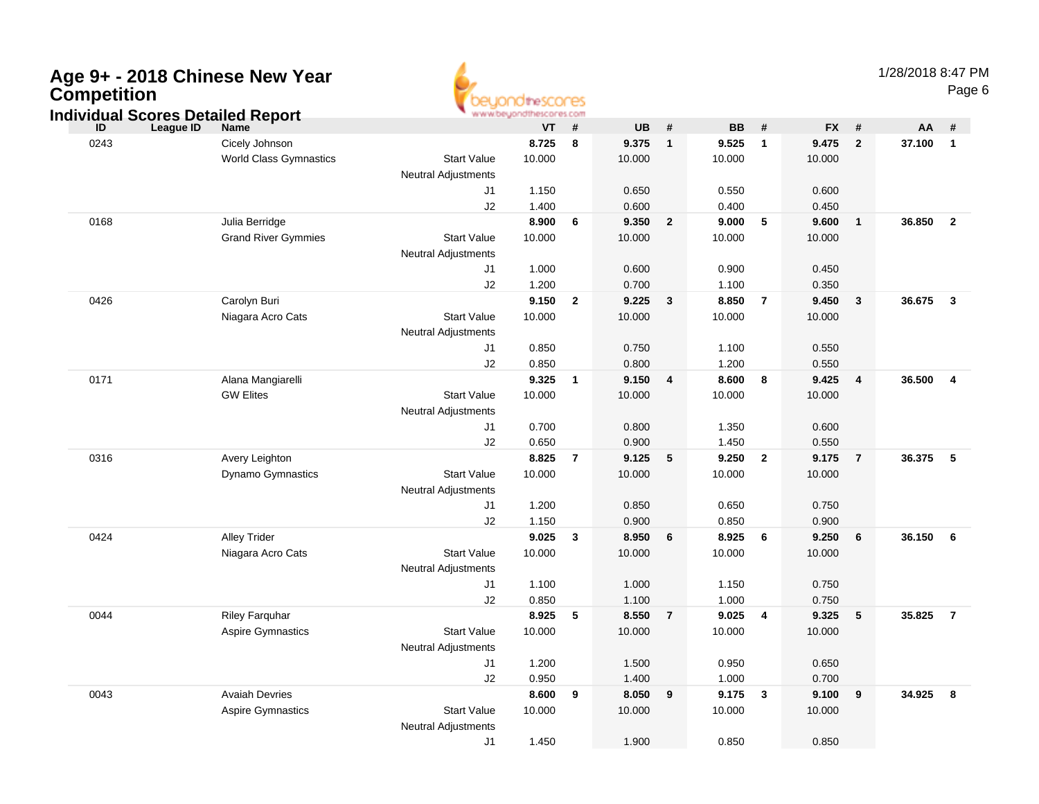# Age 9+ - 2018 Chinese New Year Competition

## Individual Scores Detailed Report

1/28/2018 8:47 PM

| ID | League ID | Name | | VT | # | UB | # | BB | # | FX | # | AA | # |
|---|---|---|---|---|---|---|---|---|---|---|---|---|---|
| 0243 | | Cicely Johnson | | **8.725** | **8** | **9.375** | **1** | **9.525** | **1** | **9.475** | **2** | **37.100** | **1** |
| | | World Class Gymnastics | Start Value | 10.000 | | 10.000 | | 10.000 | | 10.000 | | | |
| | | | Neutral Adjustments | | | | | | | | | | |
| | | | J1 | 1.150 | | 0.650 | | 0.550 | | 0.600 | | | |
| | | | J2 | 1.400 | | 0.600 | | 0.400 | | 0.450 | | | |
| 0168 | | Julia Berridge | | **8.900** | **6** | **9.350** | **2** | **9.000** | **5** | **9.600** | **1** | **36.850** | **2** |
| | | Grand River Gymmies | Start Value | 10.000 | | 10.000 | | 10.000 | | 10.000 | | | |
| | | | Neutral Adjustments | | | | | | | | | | |
| | | | J1 | 1.000 | | 0.600 | | 0.900 | | 0.450 | | | |
| | | | J2 | 1.200 | | 0.700 | | 1.100 | | 0.350 | | | |
| 0426 | | Carolyn Buri | | **9.150** | **2** | **9.225** | **3** | **8.850** | **7** | **9.450** | **3** | **36.675** | **3** |
| | | Niagara Acro Cats | Start Value | 10.000 | | 10.000 | | 10.000 | | 10.000 | | | |
| | | | Neutral Adjustments | | | | | | | | | | |
| | | | J1 | 0.850 | | 0.750 | | 1.100 | | 0.550 | | | |
| | | | J2 | 0.850 | | 0.800 | | 1.200 | | 0.550 | | | |
| 0171 | | Alana Mangiarelli | | **9.325** | **1** | **9.150** | **4** | **8.600** | **8** | **9.425** | **4** | **36.500** | **4** |
| | | GW Elites | Start Value | 10.000 | | 10.000 | | 10.000 | | 10.000 | | | |
| | | | Neutral Adjustments | | | | | | | | | | |
| | | | J1 | 0.700 | | 0.800 | | 1.350 | | 0.600 | | | |
| | | | J2 | 0.650 | | 0.900 | | 1.450 | | 0.550 | | | |
| 0316 | | Avery Leighton | | **8.825** | **7** | **9.125** | **5** | **9.250** | **2** | **9.175** | **7** | **36.375** | **5** |
| | | Dynamo Gymnastics | Start Value | 10.000 | | 10.000 | | 10.000 | | 10.000 | | | |
| | | | Neutral Adjustments | | | | | | | | | | |
| | | | J1 | 1.200 | | 0.850 | | 0.650 | | 0.750 | | | |
| | | | J2 | 1.150 | | 0.900 | | 0.850 | | 0.900 | | | |
| 0424 | | Alley Trider | | **9.025** | **3** | **8.950** | **6** | **8.925** | **6** | **9.250** | **6** | **36.150** | **6** |
| | | Niagara Acro Cats | Start Value | 10.000 | | 10.000 | | 10.000 | | 10.000 | | | |
| | | | Neutral Adjustments | | | | | | | | | | |
| | | | J1 | 1.100 | | 1.000 | | 1.150 | | 0.750 | | | |
| | | | J2 | 0.850 | | 1.100 | | 1.000 | | 0.750 | | | |
| 0044 | | Riley Farquhar | | **8.925** | **5** | **8.550** | **7** | **9.025** | **4** | **9.325** | **5** | **35.825** | **7** |
| | | Aspire Gymnastics | Start Value | 10.000 | | 10.000 | | 10.000 | | 10.000 | | | |
| | | | Neutral Adjustments | | | | | | | | | | |
| | | | J1 | 1.200 | | 1.500 | | 0.950 | | 0.650 | | | |
| | | | J2 | 0.950 | | 1.400 | | 1.000 | | 0.700 | | | |
| 0043 | | Avaiah Devries | | **8.600** | **9** | **8.050** | **9** | **9.175** | **3** | **9.100** | **9** | **34.925** | **8** |
| | | Aspire Gymnastics | Start Value | 10.000 | | 10.000 | | 10.000 | | 10.000 | | | |
| | | | Neutral Adjustments | | | | | | | | | | |
| | | | J1 | 1.450 | | 1.900 | | 0.850 | | 0.850 | | | |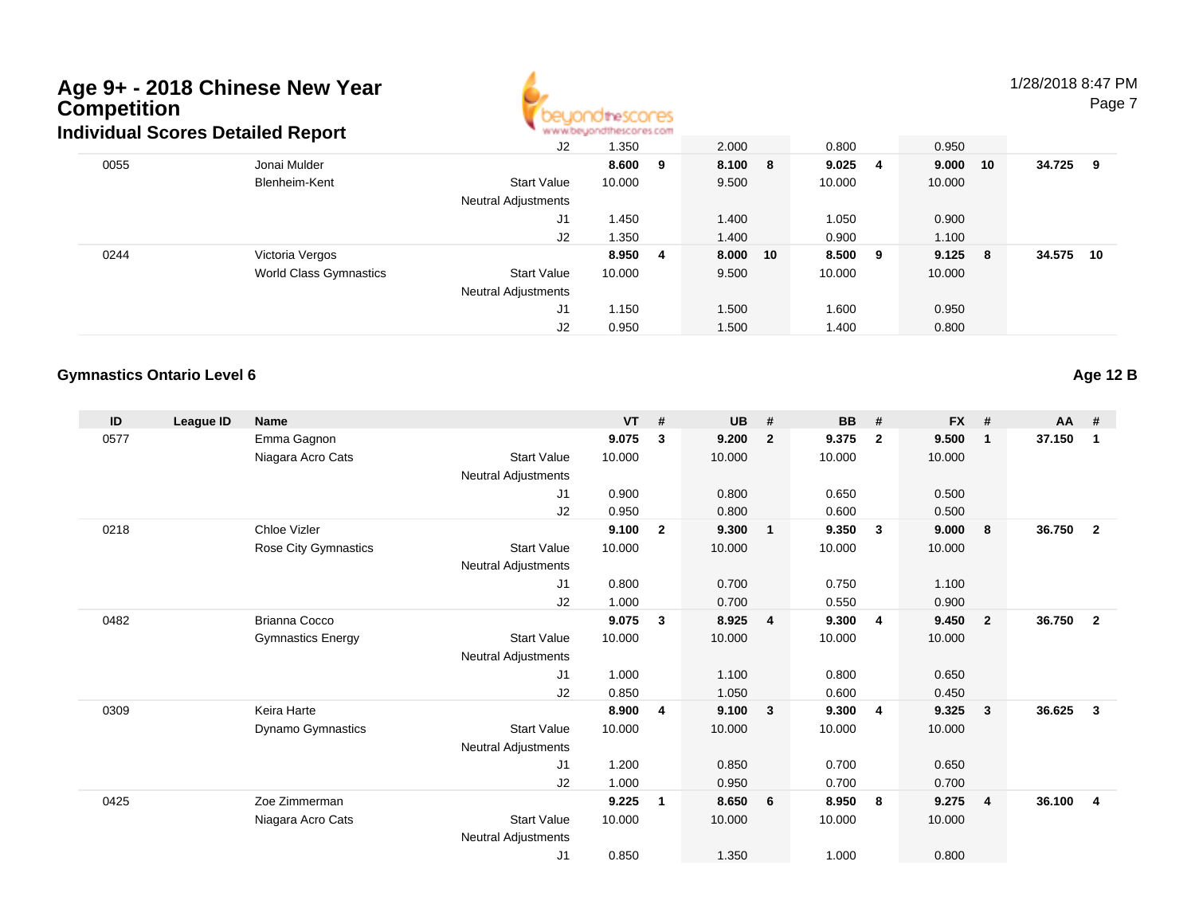# Age 9+ - 2018 Chinese New Year Competition

## Individual Scores Detailed Report

| ID | League ID | Name | | VT | # | UB | # | BB | # | FX | # | AA | # |
|---|---|---|---|---|---|---|---|---|---|---|---|---|---|
| | | | J2 | 1.350 | | 2.000 | | 0.800 | | 0.950 | | | |
| 0055 | | Jonai Mulder | | 8.600 | 9 | 8.100 | 8 | 9.025 | 4 | 9.000 | 10 | 34.725 | 9 |
| | | Blenheim-Kent | Start Value | 10.000 | | 9.500 | | 10.000 | | 10.000 | | | |
| | | | Neutral Adjustments | | | | | | | | | | |
| | | | J1 | 1.450 | | 1.400 | | 1.050 | | 0.900 | | | |
| | | | J2 | 1.350 | | 1.400 | | 0.900 | | 1.100 | | | |
| 0244 | | Victoria Vergos | | 8.950 | 4 | 8.000 | 10 | 8.500 | 9 | 9.125 | 8 | 34.575 | 10 |
| | | World Class Gymnastics | Start Value | 10.000 | | 9.500 | | 10.000 | | 10.000 | | | |
| | | | Neutral Adjustments | | | | | | | | | | |
| | | | J1 | 1.150 | | 1.500 | | 1.600 | | 0.950 | | | |
| | | | J2 | 0.950 | | 1.500 | | 1.400 | | 0.800 | | | |

### Gymnastics Ontario Level 6

**Age 12 B**

| ID | League ID | Name | | VT | # | UB | # | BB | # | FX | # | AA | # |
|---|---|---|---|---|---|---|---|---|---|---|---|---|---|
| 0577 | | Emma Gagnon | | 9.075 | 3 | 9.200 | 2 | 9.375 | 2 | 9.500 | 1 | 37.150 | 1 |
| | | Niagara Acro Cats | Start Value | 10.000 | | 10.000 | | 10.000 | | 10.000 | | | |
| | | | Neutral Adjustments | | | | | | | | | | |
| | | | J1 | 0.900 | | 0.800 | | 0.650 | | 0.500 | | | |
| | | | J2 | 0.950 | | 0.800 | | 0.600 | | 0.500 | | | |
| 0218 | | Chloe Vizler | | 9.100 | 2 | 9.300 | 1 | 9.350 | 3 | 9.000 | 8 | 36.750 | 2 |
| | | Rose City Gymnastics | Start Value | 10.000 | | 10.000 | | 10.000 | | 10.000 | | | |
| | | | Neutral Adjustments | | | | | | | | | | |
| | | | J1 | 0.800 | | 0.700 | | 0.750 | | 1.100 | | | |
| | | | J2 | 1.000 | | 0.700 | | 0.550 | | 0.900 | | | |
| 0482 | | Brianna Cocco | | 9.075 | 3 | 8.925 | 4 | 9.300 | 4 | 9.450 | 2 | 36.750 | 2 |
| | | Gymnastics Energy | Start Value | 10.000 | | 10.000 | | 10.000 | | 10.000 | | | |
| | | | Neutral Adjustments | | | | | | | | | | |
| | | | J1 | 1.000 | | 1.100 | | 0.800 | | 0.650 | | | |
| | | | J2 | 0.850 | | 1.050 | | 0.600 | | 0.450 | | | |
| 0309 | | Keira Harte | | 8.900 | 4 | 9.100 | 3 | 9.300 | 4 | 9.325 | 3 | 36.625 | 3 |
| | | Dynamo Gymnastics | Start Value | 10.000 | | 10.000 | | 10.000 | | 10.000 | | | |
| | | | Neutral Adjustments | | | | | | | | | | |
| | | | J1 | 1.200 | | 0.850 | | 0.700 | | 0.650 | | | |
| | | | J2 | 1.000 | | 0.950 | | 0.700 | | 0.700 | | | |
| 0425 | | Zoe Zimmerman | | 9.225 | 1 | 8.650 | 6 | 8.950 | 8 | 9.275 | 4 | 36.100 | 4 |
| | | Niagara Acro Cats | Start Value | 10.000 | | 10.000 | | 10.000 | | 10.000 | | | |
| | | | Neutral Adjustments | | | | | | | | | | |
| | | | J1 | 0.850 | | 1.350 | | 1.000 | | 0.800 | | | |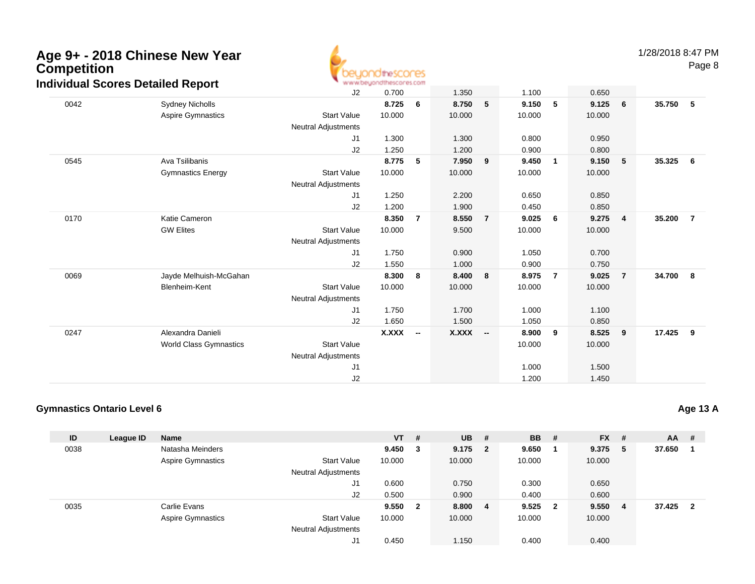# Age 9+ - 2018 Chinese New Year Competition

## Individual Scores Detailed Report

| ID | League ID | Name | | VT | # | UB | # | BB | # | FX | # | AA | # |
|---|---|---|---|---|---|---|---|---|---|---|---|---|---|
| | | | J2 | 0.700 | | 1.350 | | 1.100 | | 0.650 | | | |
| 0042 | | Sydney Nicholls | | **8.725** | **6** | **8.750** | **5** | **9.150** | **5** | **9.125** | **6** | **35.750** | **5** |
| | | Aspire Gymnastics | Start Value | 10.000 | | 10.000 | | 10.000 | | 10.000 | | | |
| | | | Neutral Adjustments | | | | | | | | | | |
| | | | J1 | 1.300 | | 1.300 | | 0.800 | | 0.950 | | | |
| | | | J2 | 1.250 | | 1.200 | | 0.900 | | 0.800 | | | |
| 0545 | | Ava Tsilibanis | | **8.775** | **5** | **7.950** | **9** | **9.450** | **1** | **9.150** | **5** | **35.325** | **6** |
| | | Gymnastics Energy | Start Value | 10.000 | | 10.000 | | 10.000 | | 10.000 | | | |
| | | | Neutral Adjustments | | | | | | | | | | |
| | | | J1 | 1.250 | | 2.200 | | 0.650 | | 0.850 | | | |
| | | | J2 | 1.200 | | 1.900 | | 0.450 | | 0.850 | | | |
| 0170 | | Katie Cameron | | **8.350** | **7** | **8.550** | **7** | **9.025** | **6** | **9.275** | **4** | **35.200** | **7** |
| | | GW Elites | Start Value | 10.000 | | 9.500 | | 10.000 | | 10.000 | | | |
| | | | Neutral Adjustments | | | | | | | | | | |
| | | | J1 | 1.750 | | 0.900 | | 1.050 | | 0.700 | | | |
| | | | J2 | 1.550 | | 1.000 | | 0.900 | | 0.750 | | | |
| 0069 | | Jayde Melhuish-McGahan | | **8.300** | **8** | **8.400** | **8** | **8.975** | **7** | **9.025** | **7** | **34.700** | **8** |
| | | Blenheim-Kent | Start Value | 10.000 | | 10.000 | | 10.000 | | 10.000 | | | |
| | | | Neutral Adjustments | | | | | | | | | | |
| | | | J1 | 1.750 | | 1.700 | | 1.000 | | 1.100 | | | |
| | | | J2 | 1.650 | | 1.500 | | 1.050 | | 0.850 | | | |
| 0247 | | Alexandra Danieli | | **X.XXX** | **--** | **X.XXX** | **--** | **8.900** | **9** | **8.525** | **9** | **17.425** | **9** |
| | | World Class Gymnastics | Start Value | | | | | 10.000 | | 10.000 | | | |
| | | | Neutral Adjustments | | | | | | | | | | |
| | | | J1 | | | | | 1.000 | | 1.500 | | | |
| | | | J2 | | | | | 1.200 | | 1.450 | | | |

### Gymnastics Ontario Level 6

**Age 13 A**

| ID | League ID | Name | | VT | # | UB | # | BB | # | FX | # | AA | # |
|---|---|---|---|---|---|---|---|---|---|---|---|---|---|
| 0038 | | Natasha Meinders | | **9.450** | **3** | **9.175** | **2** | **9.650** | **1** | **9.375** | **5** | **37.650** | **1** |
| | | Aspire Gymnastics | Start Value | 10.000 | | 10.000 | | 10.000 | | 10.000 | | | |
| | | | Neutral Adjustments | | | | | | | | | | |
| | | | J1 | 0.600 | | 0.750 | | 0.300 | | 0.650 | | | |
| | | | J2 | 0.500 | | 0.900 | | 0.400 | | 0.600 | | | |
| 0035 | | Carlie Evans | | **9.550** | **2** | **8.800** | **4** | **9.525** | **2** | **9.550** | **4** | **37.425** | **2** |
| | | Aspire Gymnastics | Start Value | 10.000 | | 10.000 | | 10.000 | | 10.000 | | | |
| | | | Neutral Adjustments | | | | | | | | | | |
| | | | J1 | 0.450 | | 1.150 | | 0.400 | | 0.400 | | | |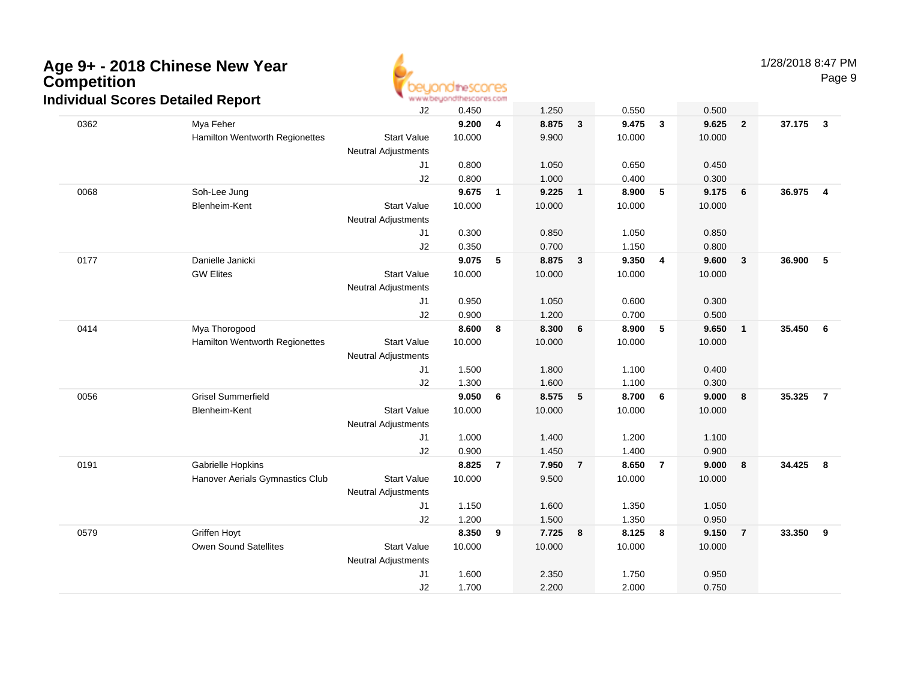# Age 9+ - 2018 Chinese New Year Competition

## Individual Scores Detailed Report

1/28/2018 8:47 PM

| | | | | | | | | | | | | |
|---|---|---|---|---|---|---|---|---|---|---|---|---|
| | | J2 | 0.450 | | 1.250 | | 0.550 | | 0.500 | | | |
| 0362 | Mya Feher | | **9.200** | **4** | **8.875** | **3** | **9.475** | **3** | **9.625** | **2** | **37.175** | **3** |
| | Hamilton Wentworth Regionettes | Start Value | 10.000 | | 9.900 | | 10.000 | | 10.000 | | | |
| | | Neutral Adjustments | | | | | | | | | | |
| | | J1 | 0.800 | | 1.050 | | 0.650 | | 0.450 | | | |
| | | J2 | 0.800 | | 1.000 | | 0.400 | | 0.300 | | | |
| 0068 | Soh-Lee Jung | | **9.675** | **1** | **9.225** | **1** | **8.900** | **5** | **9.175** | **6** | **36.975** | **4** |
| | Blenheim-Kent | Start Value | 10.000 | | 10.000 | | 10.000 | | 10.000 | | | |
| | | Neutral Adjustments | | | | | | | | | | |
| | | J1 | 0.300 | | 0.850 | | 1.050 | | 0.850 | | | |
| | | J2 | 0.350 | | 0.700 | | 1.150 | | 0.800 | | | |
| 0177 | Danielle Janicki | | **9.075** | **5** | **8.875** | **3** | **9.350** | **4** | **9.600** | **3** | **36.900** | **5** |
| | GW Elites | Start Value | 10.000 | | 10.000 | | 10.000 | | 10.000 | | | |
| | | Neutral Adjustments | | | | | | | | | | |
| | | J1 | 0.950 | | 1.050 | | 0.600 | | 0.300 | | | |
| | | J2 | 0.900 | | 1.200 | | 0.700 | | 0.500 | | | |
| 0414 | Mya Thorogood | | **8.600** | **8** | **8.300** | **6** | **8.900** | **5** | **9.650** | **1** | **35.450** | **6** |
| | Hamilton Wentworth Regionettes | Start Value | 10.000 | | 10.000 | | 10.000 | | 10.000 | | | |
| | | Neutral Adjustments | | | | | | | | | | |
| | | J1 | 1.500 | | 1.800 | | 1.100 | | 0.400 | | | |
| | | J2 | 1.300 | | 1.600 | | 1.100 | | 0.300 | | | |
| 0056 | Grisel Summerfield | | **9.050** | **6** | **8.575** | **5** | **8.700** | **6** | **9.000** | **8** | **35.325** | **7** |
| | Blenheim-Kent | Start Value | 10.000 | | 10.000 | | 10.000 | | 10.000 | | | |
| | | Neutral Adjustments | | | | | | | | | | |
| | | J1 | 1.000 | | 1.400 | | 1.200 | | 1.100 | | | |
| | | J2 | 0.900 | | 1.450 | | 1.400 | | 0.900 | | | |
| 0191 | Gabrielle Hopkins | | **8.825** | **7** | **7.950** | **7** | **8.650** | **7** | **9.000** | **8** | **34.425** | **8** |
| | Hanover Aerials Gymnastics Club | Start Value | 10.000 | | 9.500 | | 10.000 | | 10.000 | | | |
| | | Neutral Adjustments | | | | | | | | | | |
| | | J1 | 1.150 | | 1.600 | | 1.350 | | 1.050 | | | |
| | | J2 | 1.200 | | 1.500 | | 1.350 | | 0.950 | | | |
| 0579 | Griffen Hoyt | | **8.350** | **9** | **7.725** | **8** | **8.125** | **8** | **9.150** | **7** | **33.350** | **9** |
| | Owen Sound Satellites | Start Value | 10.000 | | 10.000 | | 10.000 | | 10.000 | | | |
| | | Neutral Adjustments | | | | | | | | | | |
| | | J1 | 1.600 | | 2.350 | | 1.750 | | 0.950 | | | |
| | | J2 | 1.700 | | 2.200 | | 2.000 | | 0.750 | | | |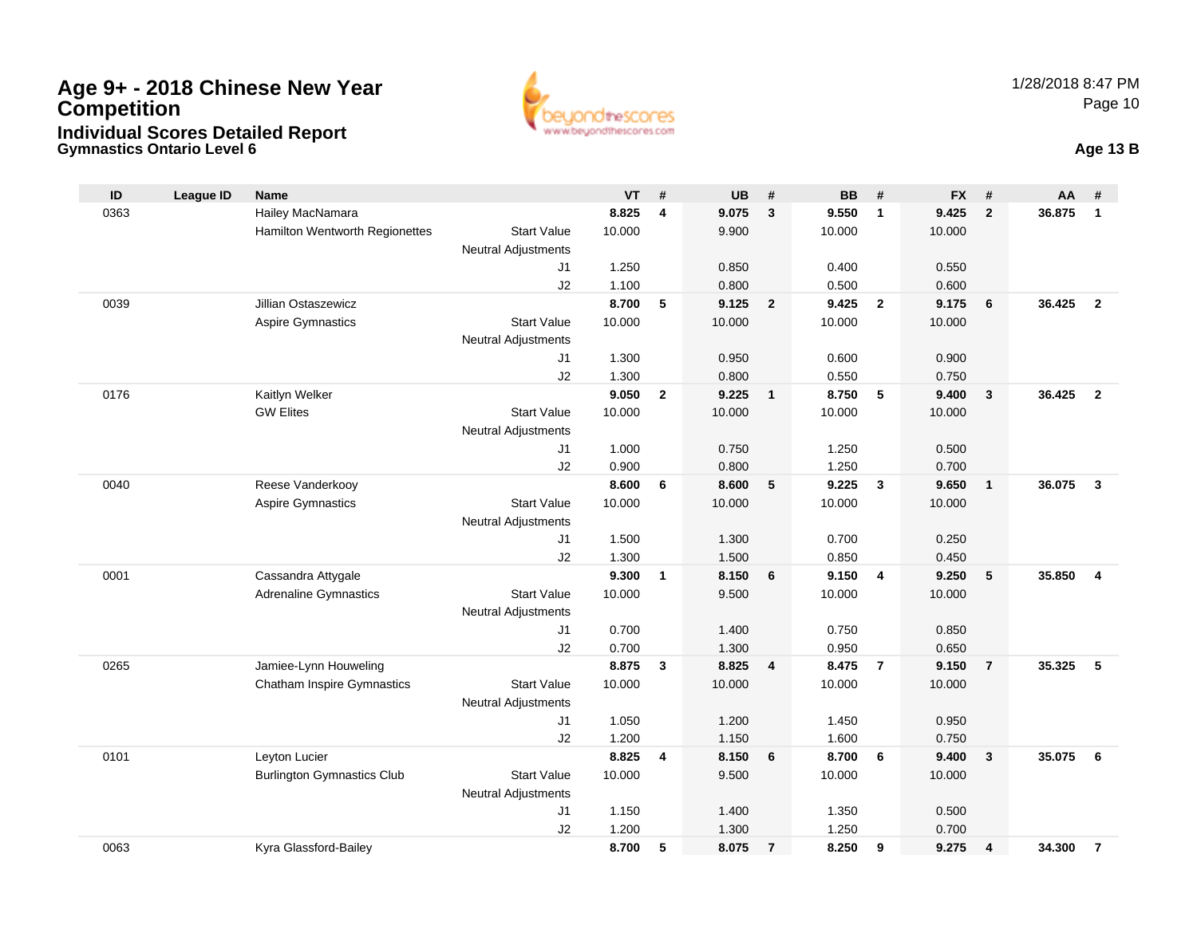# Age 9+ - 2018 Chinese New Year Competition

## Individual Scores Detailed Report

### Gymnastics Ontario Level 6

1/28/2018 8:47 PM

**Age 13 B**

| ID | League ID | Name | | VT | # | UB | # | BB | # | FX | # | AA | # |
|---|---|---|---|---|---|---|---|---|---|---|---|---|---|
| 0363 | | Hailey MacNamara | | **8.825** | **4** | **9.075** | **3** | **9.550** | **1** | **9.425** | **2** | **36.875** | **1** |
| | | Hamilton Wentworth Regionettes | Start Value | 10.000 | | 9.900 | | 10.000 | | 10.000 | | | |
| | | | Neutral Adjustments | | | | | | | | | | |
| | | | J1 | 1.250 | | 0.850 | | 0.400 | | 0.550 | | | |
| | | | J2 | 1.100 | | 0.800 | | 0.500 | | 0.600 | | | |
| 0039 | | Jillian Ostaszewicz | | **8.700** | **5** | **9.125** | **2** | **9.425** | **2** | **9.175** | **6** | **36.425** | **2** |
| | | Aspire Gymnastics | Start Value | 10.000 | | 10.000 | | 10.000 | | 10.000 | | | |
| | | | Neutral Adjustments | | | | | | | | | | |
| | | | J1 | 1.300 | | 0.950 | | 0.600 | | 0.900 | | | |
| | | | J2 | 1.300 | | 0.800 | | 0.550 | | 0.750 | | | |
| 0176 | | Kaitlyn Welker | | **9.050** | **2** | **9.225** | **1** | **8.750** | **5** | **9.400** | **3** | **36.425** | **2** |
| | | GW Elites | Start Value | 10.000 | | 10.000 | | 10.000 | | 10.000 | | | |
| | | | Neutral Adjustments | | | | | | | | | | |
| | | | J1 | 1.000 | | 0.750 | | 1.250 | | 0.500 | | | |
| | | | J2 | 0.900 | | 0.800 | | 1.250 | | 0.700 | | | |
| 0040 | | Reese Vanderkooy | | **8.600** | **6** | **8.600** | **5** | **9.225** | **3** | **9.650** | **1** | **36.075** | **3** |
| | | Aspire Gymnastics | Start Value | 10.000 | | 10.000 | | 10.000 | | 10.000 | | | |
| | | | Neutral Adjustments | | | | | | | | | | |
| | | | J1 | 1.500 | | 1.300 | | 0.700 | | 0.250 | | | |
| | | | J2 | 1.300 | | 1.500 | | 0.850 | | 0.450 | | | |
| 0001 | | Cassandra Attygale | | **9.300** | **1** | **8.150** | **6** | **9.150** | **4** | **9.250** | **5** | **35.850** | **4** |
| | | Adrenaline Gymnastics | Start Value | 10.000 | | 9.500 | | 10.000 | | 10.000 | | | |
| | | | Neutral Adjustments | | | | | | | | | | |
| | | | J1 | 0.700 | | 1.400 | | 0.750 | | 0.850 | | | |
| | | | J2 | 0.700 | | 1.300 | | 0.950 | | 0.650 | | | |
| 0265 | | Jamiee-Lynn Houweling | | **8.875** | **3** | **8.825** | **4** | **8.475** | **7** | **9.150** | **7** | **35.325** | **5** |
| | | Chatham Inspire Gymnastics | Start Value | 10.000 | | 10.000 | | 10.000 | | 10.000 | | | |
| | | | Neutral Adjustments | | | | | | | | | | |
| | | | J1 | 1.050 | | 1.200 | | 1.450 | | 0.950 | | | |
| | | | J2 | 1.200 | | 1.150 | | 1.600 | | 0.750 | | | |
| 0101 | | Leyton Lucier | | **8.825** | **4** | **8.150** | **6** | **8.700** | **6** | **9.400** | **3** | **35.075** | **6** |
| | | Burlington Gymnastics Club | Start Value | 10.000 | | 9.500 | | 10.000 | | 10.000 | | | |
| | | | Neutral Adjustments | | | | | | | | | | |
| | | | J1 | 1.150 | | 1.400 | | 1.350 | | 0.500 | | | |
| | | | J2 | 1.200 | | 1.300 | | 1.250 | | 0.700 | | | |
| 0063 | | Kyra Glassford-Bailey | | **8.700** | **5** | **8.075** | **7** | **8.250** | **9** | **9.275** | **4** | **34.300** | **7** |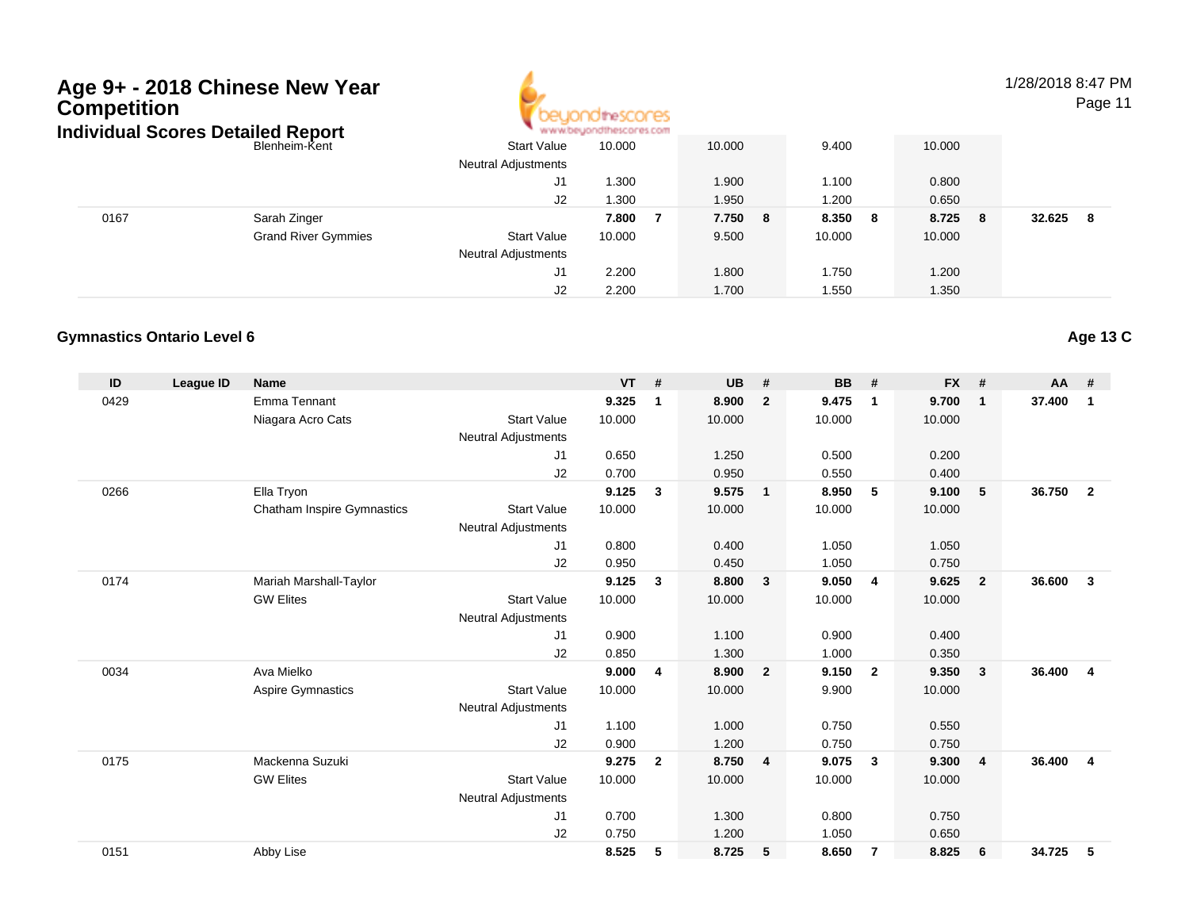# Age 9+ - 2018 Chinese New Year Competition

## Individual Scores Detailed Report

| ID | League ID | Name | | VT | # | UB | # | BB | # | FX | # | AA | # |
|---|---|---|---|---|---|---|---|---|---|---|---|---|---|
| | | Blenheim-Kent | Start Value | 10.000 | | 10.000 | | 9.400 | | 10.000 | | | |
| | | | Neutral Adjustments | | | | | | | | | | |
| | | | J1 | 1.300 | | 1.900 | | 1.100 | | 0.800 | | | |
| | | | J2 | 1.300 | | 1.950 | | 1.200 | | 0.650 | | | |
| 0167 | | Sarah Zinger | | **7.800** | **7** | **7.750** | **8** | **8.350** | **8** | **8.725** | **8** | **32.625** | **8** |
| | | Grand River Gymmies | Start Value | 10.000 | | 9.500 | | 10.000 | | 10.000 | | | |
| | | | Neutral Adjustments | | | | | | | | | | |
| | | | J1 | 2.200 | | 1.800 | | 1.750 | | 1.200 | | | |
| | | | J2 | 2.200 | | 1.700 | | 1.550 | | 1.350 | | | |

### Gymnastics Ontario Level 6

**Age 13 C**

| ID | League ID | Name | | VT | # | UB | # | BB | # | FX | # | AA | # |
|---|---|---|---|---|---|---|---|---|---|---|---|---|---|
| 0429 | | Emma Tennant | | **9.325** | **1** | **8.900** | **2** | **9.475** | **1** | **9.700** | **1** | **37.400** | **1** |
| | | Niagara Acro Cats | Start Value | 10.000 | | 10.000 | | 10.000 | | 10.000 | | | |
| | | | Neutral Adjustments | | | | | | | | | | |
| | | | J1 | 0.650 | | 1.250 | | 0.500 | | 0.200 | | | |
| | | | J2 | 0.700 | | 0.950 | | 0.550 | | 0.400 | | | |
| 0266 | | Ella Tryon | | **9.125** | **3** | **9.575** | **1** | **8.950** | **5** | **9.100** | **5** | **36.750** | **2** |
| | | Chatham Inspire Gymnastics | Start Value | 10.000 | | 10.000 | | 10.000 | | 10.000 | | | |
| | | | Neutral Adjustments | | | | | | | | | | |
| | | | J1 | 0.800 | | 0.400 | | 1.050 | | 1.050 | | | |
| | | | J2 | 0.950 | | 0.450 | | 1.050 | | 0.750 | | | |
| 0174 | | Mariah Marshall-Taylor | | **9.125** | **3** | **8.800** | **3** | **9.050** | **4** | **9.625** | **2** | **36.600** | **3** |
| | | GW Elites | Start Value | 10.000 | | 10.000 | | 10.000 | | 10.000 | | | |
| | | | Neutral Adjustments | | | | | | | | | | |
| | | | J1 | 0.900 | | 1.100 | | 0.900 | | 0.400 | | | |
| | | | J2 | 0.850 | | 1.300 | | 1.000 | | 0.350 | | | |
| 0034 | | Ava Mielko | | **9.000** | **4** | **8.900** | **2** | **9.150** | **2** | **9.350** | **3** | **36.400** | **4** |
| | | Aspire Gymnastics | Start Value | 10.000 | | 10.000 | | 9.900 | | 10.000 | | | |
| | | | Neutral Adjustments | | | | | | | | | | |
| | | | J1 | 1.100 | | 1.000 | | 0.750 | | 0.550 | | | |
| | | | J2 | 0.900 | | 1.200 | | 0.750 | | 0.750 | | | |
| 0175 | | Mackenna Suzuki | | **9.275** | **2** | **8.750** | **4** | **9.075** | **3** | **9.300** | **4** | **36.400** | **4** |
| | | GW Elites | Start Value | 10.000 | | 10.000 | | 10.000 | | 10.000 | | | |
| | | | Neutral Adjustments | | | | | | | | | | |
| | | | J1 | 0.700 | | 1.300 | | 0.800 | | 0.750 | | | |
| | | | J2 | 0.750 | | 1.200 | | 1.050 | | 0.650 | | | |
| 0151 | | Abby Lise | | **8.525** | **5** | **8.725** | **5** | **8.650** | **7** | **8.825** | **6** | **34.725** | **5** |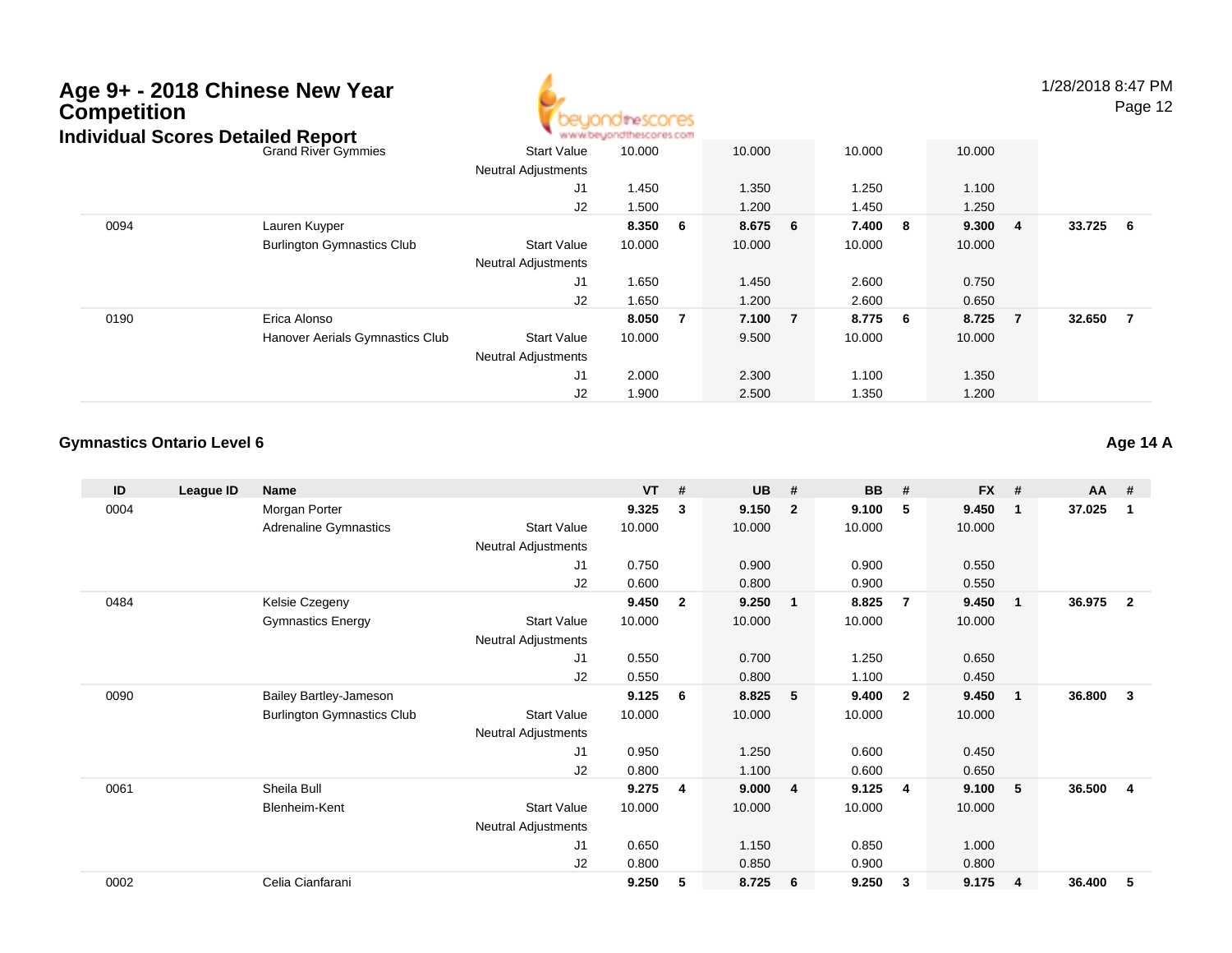# Age 9+ - 2018 Chinese New Year Competition

## Individual Scores Detailed Report

| ID | League ID | Name | | VT | # | UB | # | BB | # | FX | # | AA | # |
|---|---|---|---|---|---|---|---|---|---|---|---|---|---|
| | | Grand River Gymmies | Start Value | 10.000 | | 10.000 | | 10.000 | | 10.000 | | | |
| | | | Neutral Adjustments | | | | | | | | | | |
| | | | J1 | 1.450 | | 1.350 | | 1.250 | | 1.100 | | | |
| | | | J2 | 1.500 | | 1.200 | | 1.450 | | 1.250 | | | |
| 0094 | | Lauren Kuyper | | **8.350** | **6** | **8.675** | **6** | **7.400** | **8** | **9.300** | **4** | **33.725** | **6** |
| | | Burlington Gymnastics Club | Start Value | 10.000 | | 10.000 | | 10.000 | | 10.000 | | | |
| | | | Neutral Adjustments | | | | | | | | | | |
| | | | J1 | 1.650 | | 1.450 | | 2.600 | | 0.750 | | | |
| | | | J2 | 1.650 | | 1.200 | | 2.600 | | 0.650 | | | |
| 0190 | | Erica Alonso | | **8.050** | **7** | **7.100** | **7** | **8.775** | **6** | **8.725** | **7** | **32.650** | **7** |
| | | Hanover Aerials Gymnastics Club | Start Value | 10.000 | | 9.500 | | 10.000 | | 10.000 | | | |
| | | | Neutral Adjustments | | | | | | | | | | |
| | | | J1 | 2.000 | | 2.300 | | 1.100 | | 1.350 | | | |
| | | | J2 | 1.900 | | 2.500 | | 1.350 | | 1.200 | | | |

### Gymnastics Ontario Level 6

**Age 14 A**

| ID | League ID | Name | | VT | # | UB | # | BB | # | FX | # | AA | # |
|---|---|---|---|---|---|---|---|---|---|---|---|---|---|
| 0004 | | Morgan Porter | | **9.325** | **3** | **9.150** | **2** | **9.100** | **5** | **9.450** | **1** | **37.025** | **1** |
| | | Adrenaline Gymnastics | Start Value | 10.000 | | 10.000 | | 10.000 | | 10.000 | | | |
| | | | Neutral Adjustments | | | | | | | | | | |
| | | | J1 | 0.750 | | 0.900 | | 0.900 | | 0.550 | | | |
| | | | J2 | 0.600 | | 0.800 | | 0.900 | | 0.550 | | | |
| 0484 | | Kelsie Czegeny | | **9.450** | **2** | **9.250** | **1** | **8.825** | **7** | **9.450** | **1** | **36.975** | **2** |
| | | Gymnastics Energy | Start Value | 10.000 | | 10.000 | | 10.000 | | 10.000 | | | |
| | | | Neutral Adjustments | | | | | | | | | | |
| | | | J1 | 0.550 | | 0.700 | | 1.250 | | 0.650 | | | |
| | | | J2 | 0.550 | | 0.800 | | 1.100 | | 0.450 | | | |
| 0090 | | Bailey Bartley-Jameson | | **9.125** | **6** | **8.825** | **5** | **9.400** | **2** | **9.450** | **1** | **36.800** | **3** |
| | | Burlington Gymnastics Club | Start Value | 10.000 | | 10.000 | | 10.000 | | 10.000 | | | |
| | | | Neutral Adjustments | | | | | | | | | | |
| | | | J1 | 0.950 | | 1.250 | | 0.600 | | 0.450 | | | |
| | | | J2 | 0.800 | | 1.100 | | 0.600 | | 0.650 | | | |
| 0061 | | Sheila Bull | | **9.275** | **4** | **9.000** | **4** | **9.125** | **4** | **9.100** | **5** | **36.500** | **4** |
| | | Blenheim-Kent | Start Value | 10.000 | | 10.000 | | 10.000 | | 10.000 | | | |
| | | | Neutral Adjustments | | | | | | | | | | |
| | | | J1 | 0.650 | | 1.150 | | 0.850 | | 1.000 | | | |
| | | | J2 | 0.800 | | 0.850 | | 0.900 | | 0.800 | | | |
| 0002 | | Celia Cianfarani | | **9.250** | **5** | **8.725** | **6** | **9.250** | **3** | **9.175** | **4** | **36.400** | **5** |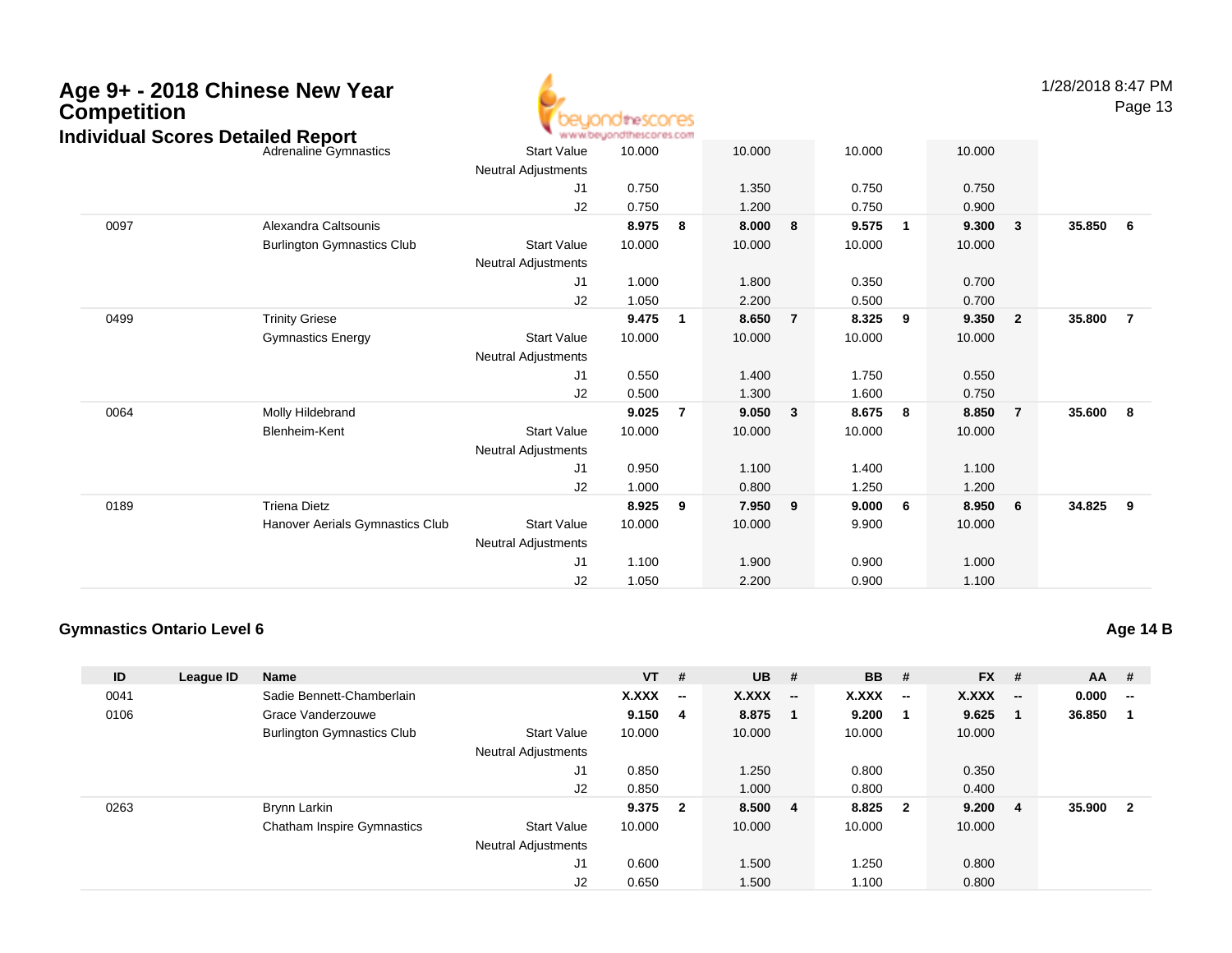# Age 9+ - 2018 Chinese New Year Competition

## Individual Scores Detailed Report

| ID | League ID | Name | | VT | # | UB | # | BB | # | FX | # | AA | # |
|---|---|---|---|---|---|---|---|---|---|---|---|---|---|
| | | Adrenaline Gymnastics | Start Value | 10.000 | | 10.000 | | 10.000 | | 10.000 | | | |
| | | | Neutral Adjustments | | | | | | | | | | |
| | | | J1 | 0.750 | | 1.350 | | 0.750 | | 0.750 | | | |
| | | | J2 | 0.750 | | 1.200 | | 0.750 | | 0.900 | | | |
| 0097 | | Alexandra Caltsounis | | **8.975** | **8** | **8.000** | **8** | **9.575** | **1** | **9.300** | **3** | **35.850** | **6** |
| | | Burlington Gymnastics Club | Start Value | 10.000 | | 10.000 | | 10.000 | | 10.000 | | | |
| | | | Neutral Adjustments | | | | | | | | | | |
| | | | J1 | 1.000 | | 1.800 | | 0.350 | | 0.700 | | | |
| | | | J2 | 1.050 | | 2.200 | | 0.500 | | 0.700 | | | |
| 0499 | | Trinity Griese | | **9.475** | **1** | **8.650** | **7** | **8.325** | **9** | **9.350** | **2** | **35.800** | **7** |
| | | Gymnastics Energy | Start Value | 10.000 | | 10.000 | | 10.000 | | 10.000 | | | |
| | | | Neutral Adjustments | | | | | | | | | | |
| | | | J1 | 0.550 | | 1.400 | | 1.750 | | 0.550 | | | |
| | | | J2 | 0.500 | | 1.300 | | 1.600 | | 0.750 | | | |
| 0064 | | Molly Hildebrand | | **9.025** | **7** | **9.050** | **3** | **8.675** | **8** | **8.850** | **7** | **35.600** | **8** |
| | | Blenheim-Kent | Start Value | 10.000 | | 10.000 | | 10.000 | | 10.000 | | | |
| | | | Neutral Adjustments | | | | | | | | | | |
| | | | J1 | 0.950 | | 1.100 | | 1.400 | | 1.100 | | | |
| | | | J2 | 1.000 | | 0.800 | | 1.250 | | 1.200 | | | |
| 0189 | | Triena Dietz | | **8.925** | **9** | **7.950** | **9** | **9.000** | **6** | **8.950** | **6** | **34.825** | **9** |
| | | Hanover Aerials Gymnastics Club | Start Value | 10.000 | | 10.000 | | 9.900 | | 10.000 | | | |
| | | | Neutral Adjustments | | | | | | | | | | |
| | | | J1 | 1.100 | | 1.900 | | 0.900 | | 1.000 | | | |
| | | | J2 | 1.050 | | 2.200 | | 0.900 | | 1.100 | | | |

### Gymnastics Ontario Level 6

**Age 14 B**

| ID | League ID | Name | | VT | # | UB | # | BB | # | FX | # | AA | # |
|---|---|---|---|---|---|---|---|---|---|---|---|---|---|
| 0041 | | Sadie Bennett-Chamberlain | | **X.XXX** | **--** | **X.XXX** | **--** | **X.XXX** | **--** | **X.XXX** | **--** | **0.000** | **--** |
| 0106 | | Grace Vanderzouwe | | **9.150** | **4** | **8.875** | **1** | **9.200** | **1** | **9.625** | **1** | **36.850** | **1** |
| | | Burlington Gymnastics Club | Start Value | 10.000 | | 10.000 | | 10.000 | | 10.000 | | | |
| | | | Neutral Adjustments | | | | | | | | | | |
| | | | J1 | 0.850 | | 1.250 | | 0.800 | | 0.350 | | | |
| | | | J2 | 0.850 | | 1.000 | | 0.800 | | 0.400 | | | |
| 0263 | | Brynn Larkin | | **9.375** | **2** | **8.500** | **4** | **8.825** | **2** | **9.200** | **4** | **35.900** | **2** |
| | | Chatham Inspire Gymnastics | Start Value | 10.000 | | 10.000 | | 10.000 | | 10.000 | | | |
| | | | Neutral Adjustments | | | | | | | | | | |
| | | | J1 | 0.600 | | 1.500 | | 1.250 | | 0.800 | | | |
| | | | J2 | 0.650 | | 1.500 | | 1.100 | | 0.800 | | | |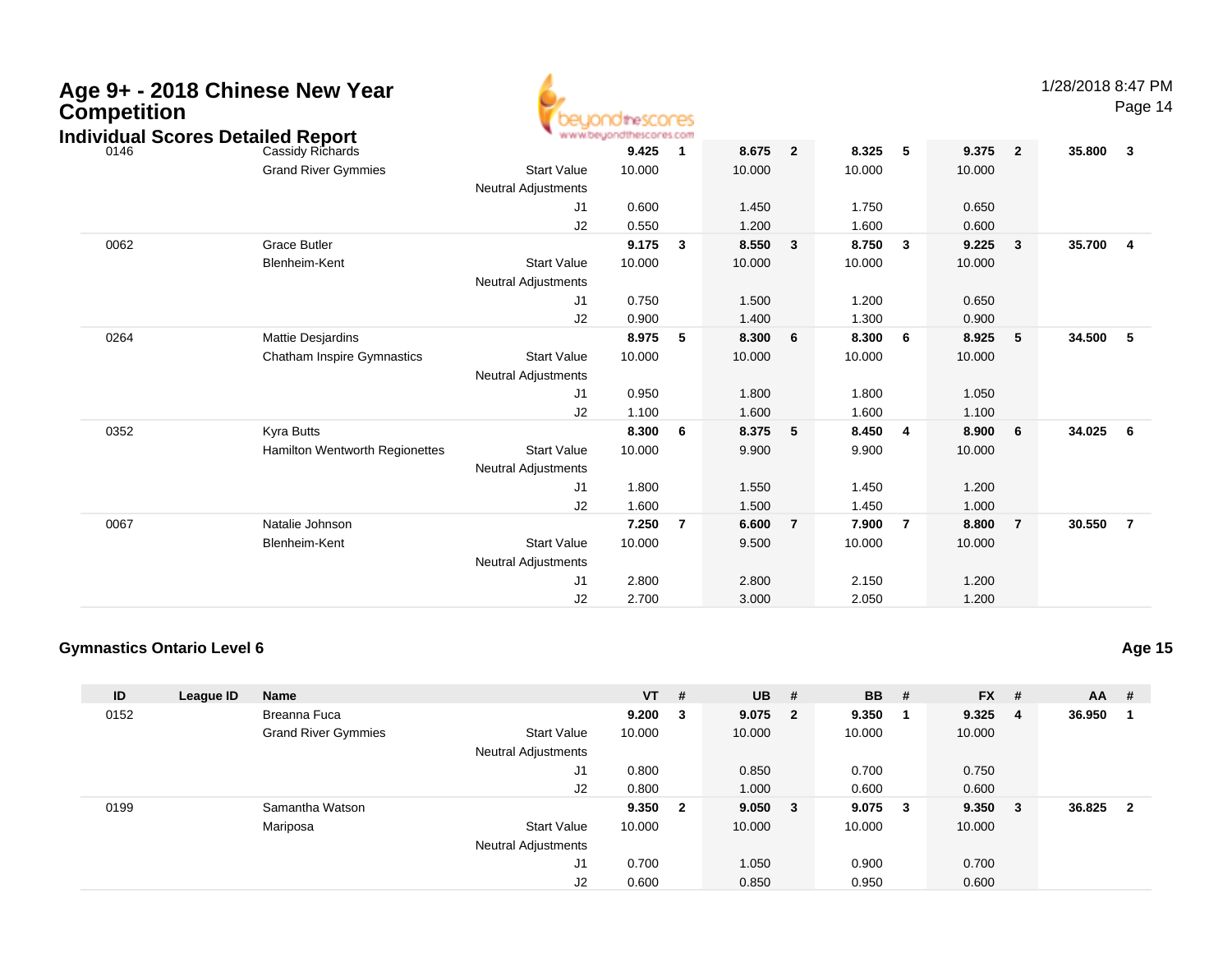# Age 9+ - 2018 Chinese New Year Competition

## Individual Scores Detailed Report

| ID | League ID | Name | | VT | # | UB | # | BB | # | FX | # | AA | # |
|---|---|---|---|---|---|---|---|---|---|---|---|---|---|
| 0146 | | Cassidy Richards | | **9.425** | **1** | **8.675** | **2** | **8.325** | **5** | **9.375** | **2** | **35.800** | **3** |
| | | Grand River Gymmies | Start Value | 10.000 | | 10.000 | | 10.000 | | 10.000 | | | |
| | | | Neutral Adjustments | | | | | | | | | | |
| | | | J1 | 0.600 | | 1.450 | | 1.750 | | 0.650 | | | |
| | | | J2 | 0.550 | | 1.200 | | 1.600 | | 0.600 | | | |
| 0062 | | Grace Butler | | **9.175** | **3** | **8.550** | **3** | **8.750** | **3** | **9.225** | **3** | **35.700** | **4** |
| | | Blenheim-Kent | Start Value | 10.000 | | 10.000 | | 10.000 | | 10.000 | | | |
| | | | Neutral Adjustments | | | | | | | | | | |
| | | | J1 | 0.750 | | 1.500 | | 1.200 | | 0.650 | | | |
| | | | J2 | 0.900 | | 1.400 | | 1.300 | | 0.900 | | | |
| 0264 | | Mattie Desjardins | | **8.975** | **5** | **8.300** | **6** | **8.300** | **6** | **8.925** | **5** | **34.500** | **5** |
| | | Chatham Inspire Gymnastics | Start Value | 10.000 | | 10.000 | | 10.000 | | 10.000 | | | |
| | | | Neutral Adjustments | | | | | | | | | | |
| | | | J1 | 0.950 | | 1.800 | | 1.800 | | 1.050 | | | |
| | | | J2 | 1.100 | | 1.600 | | 1.600 | | 1.100 | | | |
| 0352 | | Kyra Butts | | **8.300** | **6** | **8.375** | **5** | **8.450** | **4** | **8.900** | **6** | **34.025** | **6** |
| | | Hamilton Wentworth Regionettes | Start Value | 10.000 | | 9.900 | | 9.900 | | 10.000 | | | |
| | | | Neutral Adjustments | | | | | | | | | | |
| | | | J1 | 1.800 | | 1.550 | | 1.450 | | 1.200 | | | |
| | | | J2 | 1.600 | | 1.500 | | 1.450 | | 1.000 | | | |
| 0067 | | Natalie Johnson | | **7.250** | **7** | **6.600** | **7** | **7.900** | **7** | **8.800** | **7** | **30.550** | **7** |
| | | Blenheim-Kent | Start Value | 10.000 | | 9.500 | | 10.000 | | 10.000 | | | |
| | | | Neutral Adjustments | | | | | | | | | | |
| | | | J1 | 2.800 | | 2.800 | | 2.150 | | 1.200 | | | |
| | | | J2 | 2.700 | | 3.000 | | 2.050 | | 1.200 | | | |

### Gymnastics Ontario Level 6 — Age 15

| ID | League ID | Name | | VT | # | UB | # | BB | # | FX | # | AA | # |
|---|---|---|---|---|---|---|---|---|---|---|---|---|---|
| 0152 | | Breanna Fuca | | **9.200** | **3** | **9.075** | **2** | **9.350** | **1** | **9.325** | **4** | **36.950** | **1** |
| | | Grand River Gymmies | Start Value | 10.000 | | 10.000 | | 10.000 | | 10.000 | | | |
| | | | Neutral Adjustments | | | | | | | | | | |
| | | | J1 | 0.800 | | 0.850 | | 0.700 | | 0.750 | | | |
| | | | J2 | 0.800 | | 1.000 | | 0.600 | | 0.600 | | | |
| 0199 | | Samantha Watson | | **9.350** | **2** | **9.050** | **3** | **9.075** | **3** | **9.350** | **3** | **36.825** | **2** |
| | | Mariposa | Start Value | 10.000 | | 10.000 | | 10.000 | | 10.000 | | | |
| | | | Neutral Adjustments | | | | | | | | | | |
| | | | J1 | 0.700 | | 1.050 | | 0.900 | | 0.700 | | | |
| | | | J2 | 0.600 | | 0.850 | | 0.950 | | 0.600 | | | |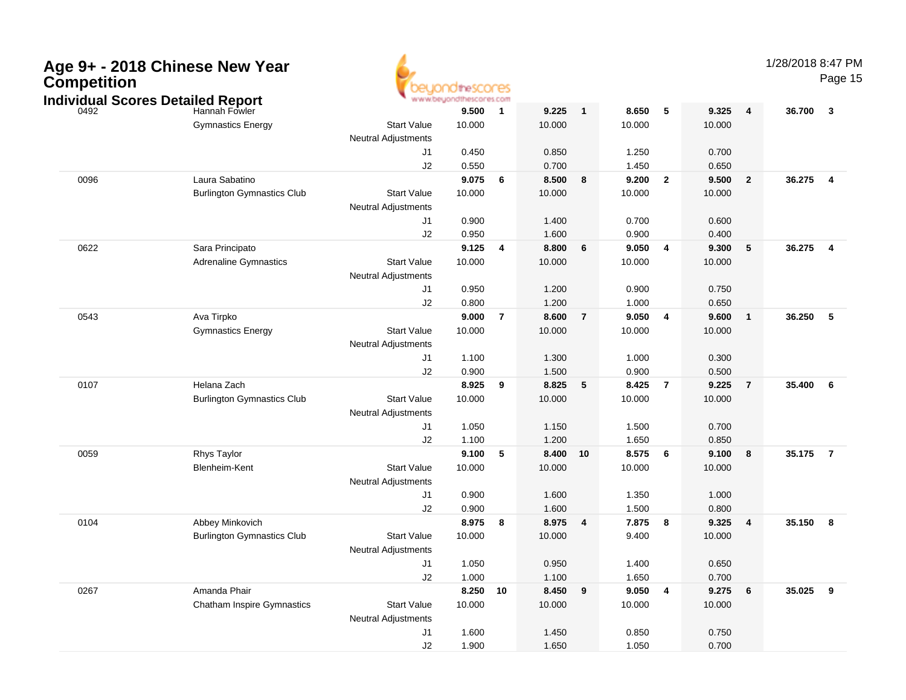# Age 9+ - 2018 Chinese New Year Competition

## Individual Scores Detailed Report

1/28/2018 8:47 PM

| # | Name | | Vault | Rank | Bars | Rank | Beam | Rank | Floor | Rank | AA | Rank |
|---|---|---|---|---|---|---|---|---|---|---|---|---|
| 0492 | Hannah Fowler | | **9.500** | **1** | **9.225** | **1** | **8.650** | **5** | **9.325** | **4** | **36.700** | **3** |
| | Gymnastics Energy | Start Value | 10.000 | | 10.000 | | 10.000 | | 10.000 | | | |
| | | Neutral Adjustments | | | | | | | | | | |
| | | J1 | 0.450 | | 0.850 | | 1.250 | | 0.700 | | | |
| | | J2 | 0.550 | | 0.700 | | 1.450 | | 0.650 | | | |
| 0096 | Laura Sabatino | | **9.075** | **6** | **8.500** | **8** | **9.200** | **2** | **9.500** | **2** | **36.275** | **4** |
| | Burlington Gymnastics Club | Start Value | 10.000 | | 10.000 | | 10.000 | | 10.000 | | | |
| | | Neutral Adjustments | | | | | | | | | | |
| | | J1 | 0.900 | | 1.400 | | 0.700 | | 0.600 | | | |
| | | J2 | 0.950 | | 1.600 | | 0.900 | | 0.400 | | | |
| 0622 | Sara Principato | | **9.125** | **4** | **8.800** | **6** | **9.050** | **4** | **9.300** | **5** | **36.275** | **4** |
| | Adrenaline Gymnastics | Start Value | 10.000 | | 10.000 | | 10.000 | | 10.000 | | | |
| | | Neutral Adjustments | | | | | | | | | | |
| | | J1 | 0.950 | | 1.200 | | 0.900 | | 0.750 | | | |
| | | J2 | 0.800 | | 1.200 | | 1.000 | | 0.650 | | | |
| 0543 | Ava Tirpko | | **9.000** | **7** | **8.600** | **7** | **9.050** | **4** | **9.600** | **1** | **36.250** | **5** |
| | Gymnastics Energy | Start Value | 10.000 | | 10.000 | | 10.000 | | 10.000 | | | |
| | | Neutral Adjustments | | | | | | | | | | |
| | | J1 | 1.100 | | 1.300 | | 1.000 | | 0.300 | | | |
| | | J2 | 0.900 | | 1.500 | | 0.900 | | 0.500 | | | |
| 0107 | Helana Zach | | **8.925** | **9** | **8.825** | **5** | **8.425** | **7** | **9.225** | **7** | **35.400** | **6** |
| | Burlington Gymnastics Club | Start Value | 10.000 | | 10.000 | | 10.000 | | 10.000 | | | |
| | | Neutral Adjustments | | | | | | | | | | |
| | | J1 | 1.050 | | 1.150 | | 1.500 | | 0.700 | | | |
| | | J2 | 1.100 | | 1.200 | | 1.650 | | 0.850 | | | |
| 0059 | Rhys Taylor | | **9.100** | **5** | **8.400** | **10** | **8.575** | **6** | **9.100** | **8** | **35.175** | **7** |
| | Blenheim-Kent | Start Value | 10.000 | | 10.000 | | 10.000 | | 10.000 | | | |
| | | Neutral Adjustments | | | | | | | | | | |
| | | J1 | 0.900 | | 1.600 | | 1.350 | | 1.000 | | | |
| | | J2 | 0.900 | | 1.600 | | 1.500 | | 0.800 | | | |
| 0104 | Abbey Minkovich | | **8.975** | **8** | **8.975** | **4** | **7.875** | **8** | **9.325** | **4** | **35.150** | **8** |
| | Burlington Gymnastics Club | Start Value | 10.000 | | 10.000 | | 9.400 | | 10.000 | | | |
| | | Neutral Adjustments | | | | | | | | | | |
| | | J1 | 1.050 | | 0.950 | | 1.400 | | 0.650 | | | |
| | | J2 | 1.000 | | 1.100 | | 1.650 | | 0.700 | | | |
| 0267 | Amanda Phair | | **8.250** | **10** | **8.450** | **9** | **9.050** | **4** | **9.275** | **6** | **35.025** | **9** |
| | Chatham Inspire Gymnastics | Start Value | 10.000 | | 10.000 | | 10.000 | | 10.000 | | | |
| | | Neutral Adjustments | | | | | | | | | | |
| | | J1 | 1.600 | | 1.450 | | 0.850 | | 0.750 | | | |
| | | J2 | 1.900 | | 1.650 | | 1.050 | | 0.700 | | | |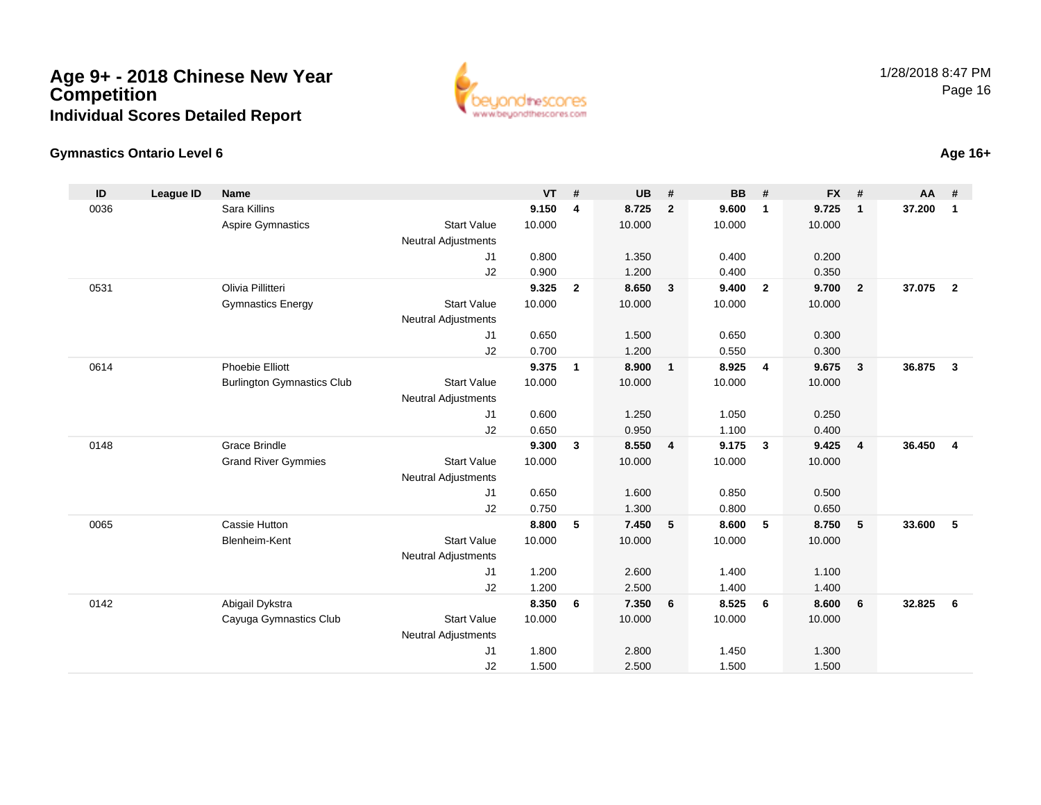# Age 9+ - 2018 Chinese New Year Competition

## Individual Scores Detailed Report

1/28/2018 8:47 PM

### Gymnastics Ontario Level 6

### Age 16+

| ID | League ID | Name | | VT | # | UB | # | BB | # | FX | # | AA | # |
|---|---|---|---|---|---|---|---|---|---|---|---|---|---|
| 0036 | | Sara Killins | | **9.150** | **4** | **8.725** | **2** | **9.600** | **1** | **9.725** | **1** | **37.200** | **1** |
| | | Aspire Gymnastics | Start Value | 10.000 | | 10.000 | | 10.000 | | 10.000 | | | |
| | | | Neutral Adjustments | | | | | | | | | | |
| | | | J1 | 0.800 | | 1.350 | | 0.400 | | 0.200 | | | |
| | | | J2 | 0.900 | | 1.200 | | 0.400 | | 0.350 | | | |
| 0531 | | Olivia Pillitteri | | **9.325** | **2** | **8.650** | **3** | **9.400** | **2** | **9.700** | **2** | **37.075** | **2** |
| | | Gymnastics Energy | Start Value | 10.000 | | 10.000 | | 10.000 | | 10.000 | | | |
| | | | Neutral Adjustments | | | | | | | | | | |
| | | | J1 | 0.650 | | 1.500 | | 0.650 | | 0.300 | | | |
| | | | J2 | 0.700 | | 1.200 | | 0.550 | | 0.300 | | | |
| 0614 | | Phoebie Elliott | | **9.375** | **1** | **8.900** | **1** | **8.925** | **4** | **9.675** | **3** | **36.875** | **3** |
| | | Burlington Gymnastics Club | Start Value | 10.000 | | 10.000 | | 10.000 | | 10.000 | | | |
| | | | Neutral Adjustments | | | | | | | | | | |
| | | | J1 | 0.600 | | 1.250 | | 1.050 | | 0.250 | | | |
| | | | J2 | 0.650 | | 0.950 | | 1.100 | | 0.400 | | | |
| 0148 | | Grace Brindle | | **9.300** | **3** | **8.550** | **4** | **9.175** | **3** | **9.425** | **4** | **36.450** | **4** |
| | | Grand River Gymmies | Start Value | 10.000 | | 10.000 | | 10.000 | | 10.000 | | | |
| | | | Neutral Adjustments | | | | | | | | | | |
| | | | J1 | 0.650 | | 1.600 | | 0.850 | | 0.500 | | | |
| | | | J2 | 0.750 | | 1.300 | | 0.800 | | 0.650 | | | |
| 0065 | | Cassie Hutton | | **8.800** | **5** | **7.450** | **5** | **8.600** | **5** | **8.750** | **5** | **33.600** | **5** |
| | | Blenheim-Kent | Start Value | 10.000 | | 10.000 | | 10.000 | | 10.000 | | | |
| | | | Neutral Adjustments | | | | | | | | | | |
| | | | J1 | 1.200 | | 2.600 | | 1.400 | | 1.100 | | | |
| | | | J2 | 1.200 | | 2.500 | | 1.400 | | 1.400 | | | |
| 0142 | | Abigail Dykstra | | **8.350** | **6** | **7.350** | **6** | **8.525** | **6** | **8.600** | **6** | **32.825** | **6** |
| | | Cayuga Gymnastics Club | Start Value | 10.000 | | 10.000 | | 10.000 | | 10.000 | | | |
| | | | Neutral Adjustments | | | | | | | | | | |
| | | | J1 | 1.800 | | 2.800 | | 1.450 | | 1.300 | | | |
| | | | J2 | 1.500 | | 2.500 | | 1.500 | | 1.500 | | | |